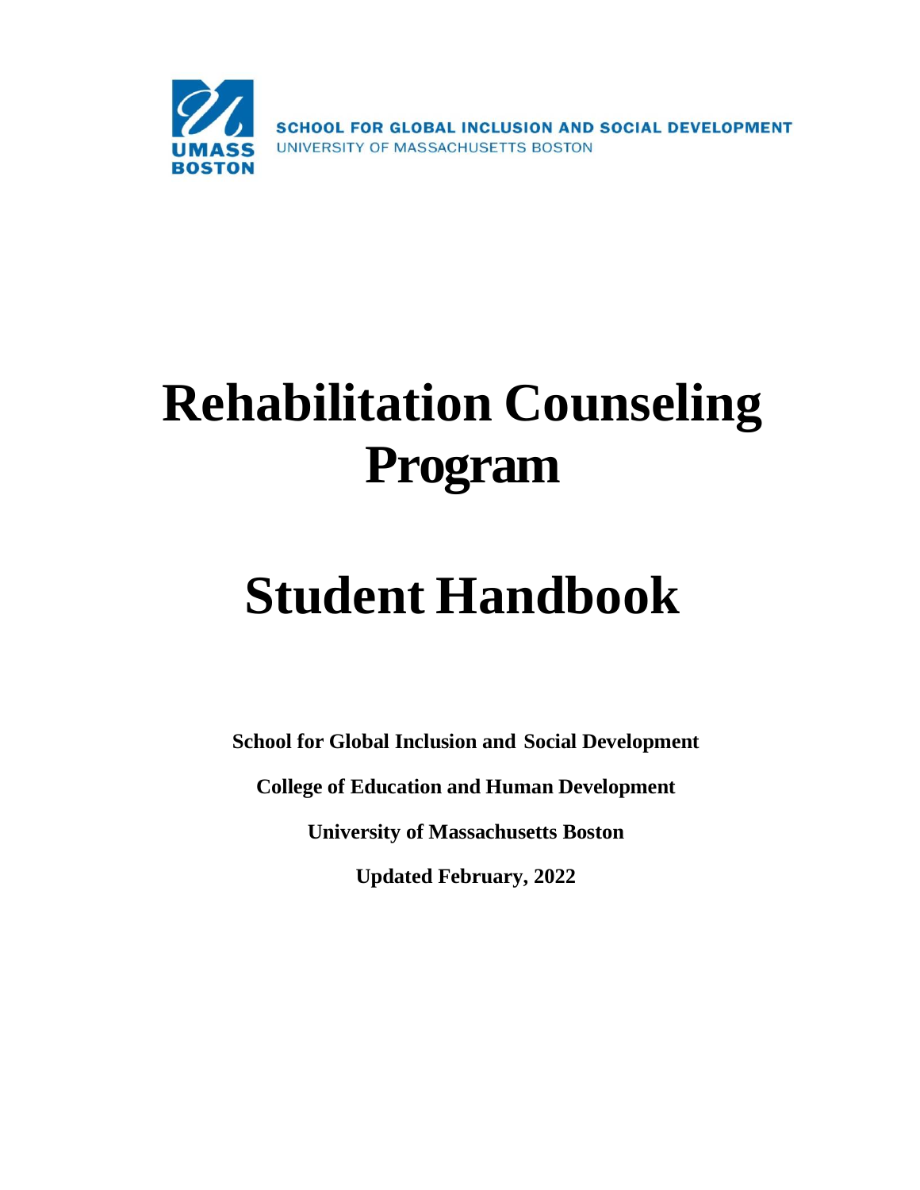SCHOOL FOR GLOBAL INCLUSION AND SOCIAL DEVELOPMENT
UNIVERSITY OF MASSACHUSETTS BOSTON

# Rehabilitation Counseling Program

# Student Handbook

**School for Global Inclusion and Social Development**

**College of Education and Human Development**

**University of Massachusetts Boston**

**Updated February, 2022**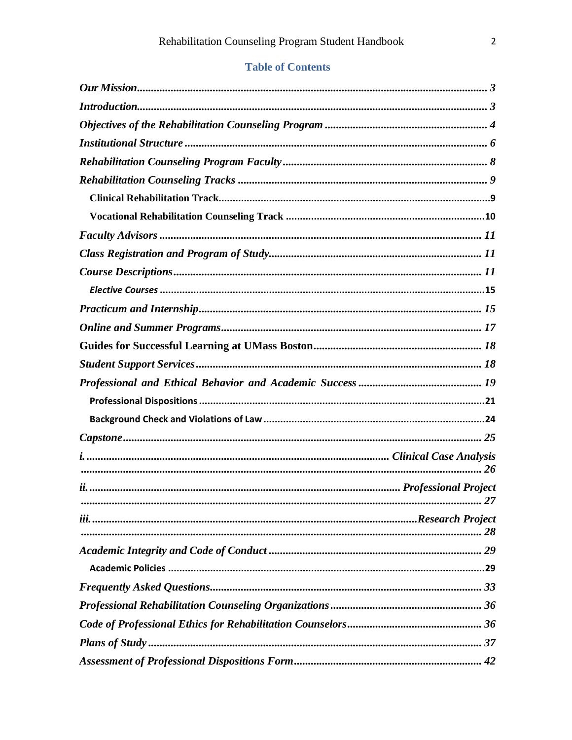## Table of Contents

*Our Mission* ........................................................ 3

*Introduction* ........................................................ 3

*Objectives of the Rehabilitation Counseling Program* ........................................................ 4

*Institutional Structure* ........................................................ 6

*Rehabilitation Counseling Program Faculty* ........................................................ 8

*Rehabilitation Counseling Tracks* ........................................................ 9

- **Clinical Rehabilitation Track** ........................................................ 9
- **Vocational Rehabilitation Counseling Track** ........................................................ 10

*Faculty Advisors* ........................................................ 11

*Class Registration and Program of Study* ........................................................ 11

*Course Descriptions* ........................................................ 11

- ***Elective Courses*** ........................................................ 15

*Practicum and Internship* ........................................................ 15

*Online and Summer Programs* ........................................................ 17

**Guides for Successful Learning at UMass Boston** ........................................................ 18

*Student Support Services* ........................................................ 18

*Professional and Ethical Behavior and Academic Success* ........................................................ 19

- **Professional Dispositions** ........................................................ 21
- **Background Check and Violations of Law** ........................................................ 24

*Capstone* ........................................................ 25

*i.* ........................................................ *Clinical Case Analysis* ........................................................ 26

*ii.* ........................................................ *Professional Project* ........................................................ 27

*iii.* ........................................................ *Research Project* ........................................................ 28

*Academic Integrity and Code of Conduct* ........................................................ 29

- **Academic Policies** ........................................................ 29

*Frequently Asked Questions* ........................................................ 33

*Professional Rehabilitation Counseling Organizations* ........................................................ 36

*Code of Professional Ethics for Rehabilitation Counselors* ........................................................ 36

*Plans of Study* ........................................................ 37

*Assessment of Professional Dispositions Form* ........................................................ 42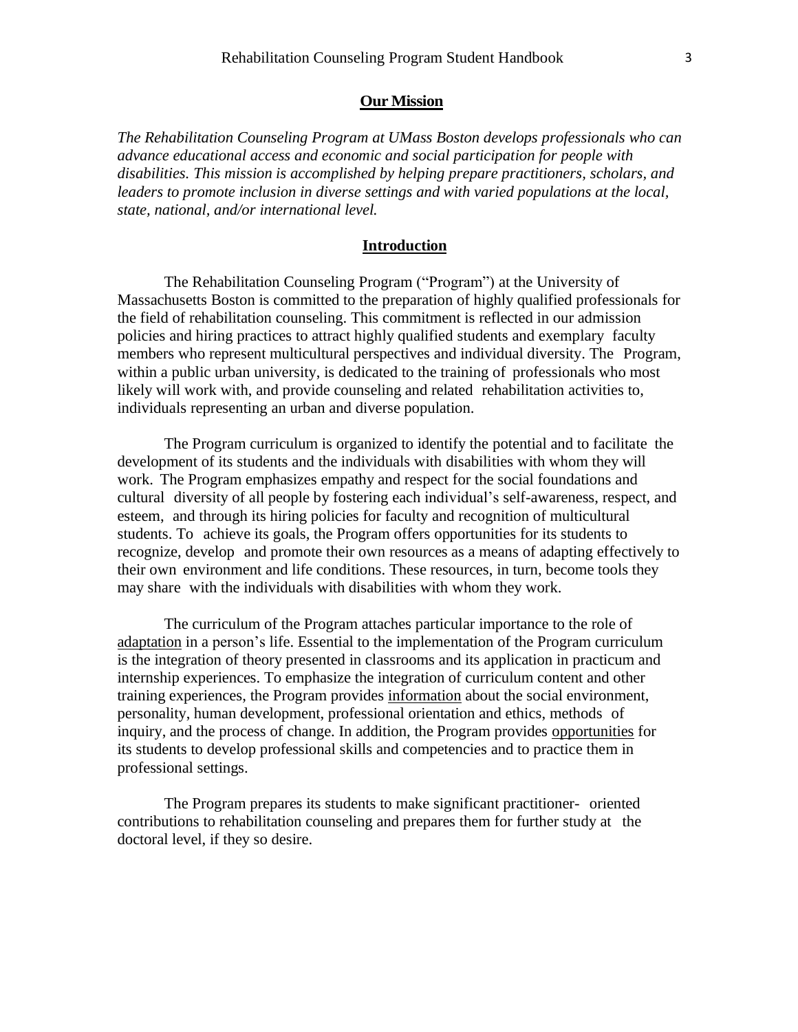## Our Mission

*The Rehabilitation Counseling Program at UMass Boston develops professionals who can advance educational access and economic and social participation for people with disabilities. This mission is accomplished by helping prepare practitioners, scholars, and leaders to promote inclusion in diverse settings and with varied populations at the local, state, national, and/or international level.*

## Introduction

The Rehabilitation Counseling Program ("Program") at the University of Massachusetts Boston is committed to the preparation of highly qualified professionals for the field of rehabilitation counseling. This commitment is reflected in our admission policies and hiring practices to attract highly qualified students and exemplary faculty members who represent multicultural perspectives and individual diversity. The Program, within a public urban university, is dedicated to the training of professionals who most likely will work with, and provide counseling and related rehabilitation activities to, individuals representing an urban and diverse population.

The Program curriculum is organized to identify the potential and to facilitate the development of its students and the individuals with disabilities with whom they will work. The Program emphasizes empathy and respect for the social foundations and cultural diversity of all people by fostering each individual's self-awareness, respect, and esteem, and through its hiring policies for faculty and recognition of multicultural students. To achieve its goals, the Program offers opportunities for its students to recognize, develop and promote their own resources as a means of adapting effectively to their own environment and life conditions. These resources, in turn, become tools they may share with the individuals with disabilities with whom they work.

The curriculum of the Program attaches particular importance to the role of adaptation in a person's life. Essential to the implementation of the Program curriculum is the integration of theory presented in classrooms and its application in practicum and internship experiences. To emphasize the integration of curriculum content and other training experiences, the Program provides information about the social environment, personality, human development, professional orientation and ethics, methods of inquiry, and the process of change. In addition, the Program provides opportunities for its students to develop professional skills and competencies and to practice them in professional settings.

The Program prepares its students to make significant practitioner- oriented contributions to rehabilitation counseling and prepares them for further study at the doctoral level, if they so desire.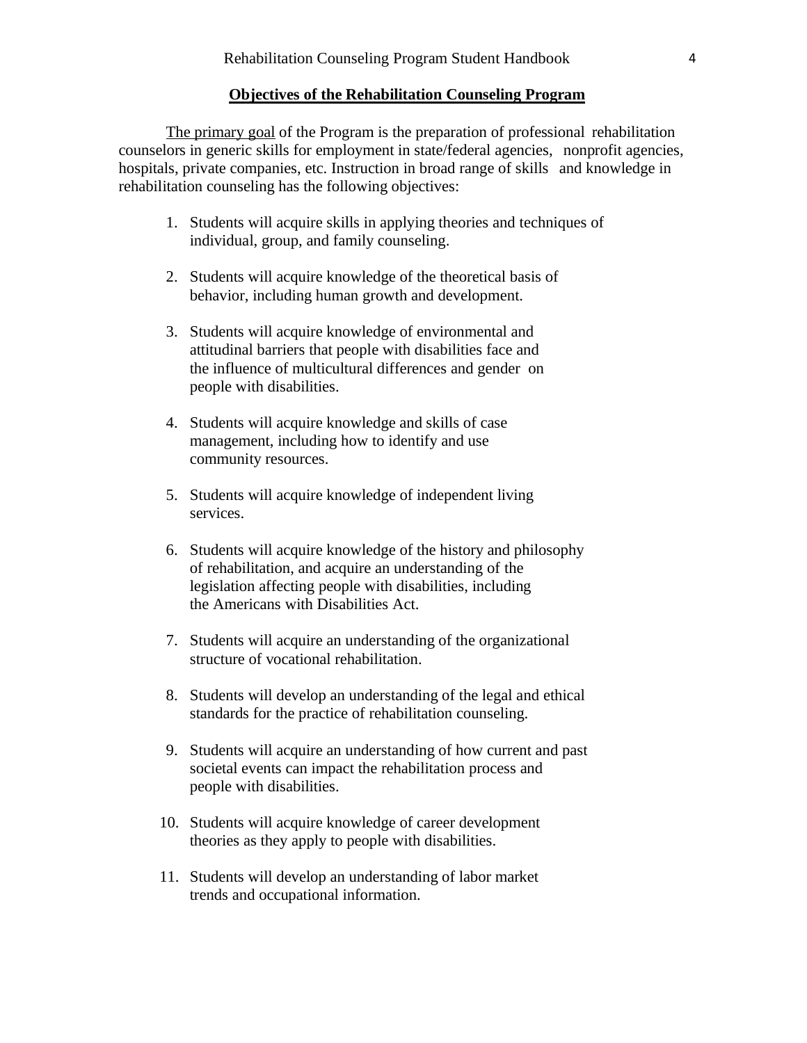## Objectives of the Rehabilitation Counseling Program

The primary goal of the Program is the preparation of professional rehabilitation counselors in generic skills for employment in state/federal agencies, nonprofit agencies, hospitals, private companies, etc. Instruction in broad range of skills and knowledge in rehabilitation counseling has the following objectives:

1. Students will acquire skills in applying theories and techniques of individual, group, and family counseling.

2. Students will acquire knowledge of the theoretical basis of behavior, including human growth and development.

3. Students will acquire knowledge of environmental and attitudinal barriers that people with disabilities face and the influence of multicultural differences and gender on people with disabilities.

4. Students will acquire knowledge and skills of case management, including how to identify and use community resources.

5. Students will acquire knowledge of independent living services.

6. Students will acquire knowledge of the history and philosophy of rehabilitation, and acquire an understanding of the legislation affecting people with disabilities, including the Americans with Disabilities Act.

7. Students will acquire an understanding of the organizational structure of vocational rehabilitation.

8. Students will develop an understanding of the legal and ethical standards for the practice of rehabilitation counseling.

9. Students will acquire an understanding of how current and past societal events can impact the rehabilitation process and people with disabilities.

10. Students will acquire knowledge of career development theories as they apply to people with disabilities.

11. Students will develop an understanding of labor market trends and occupational information.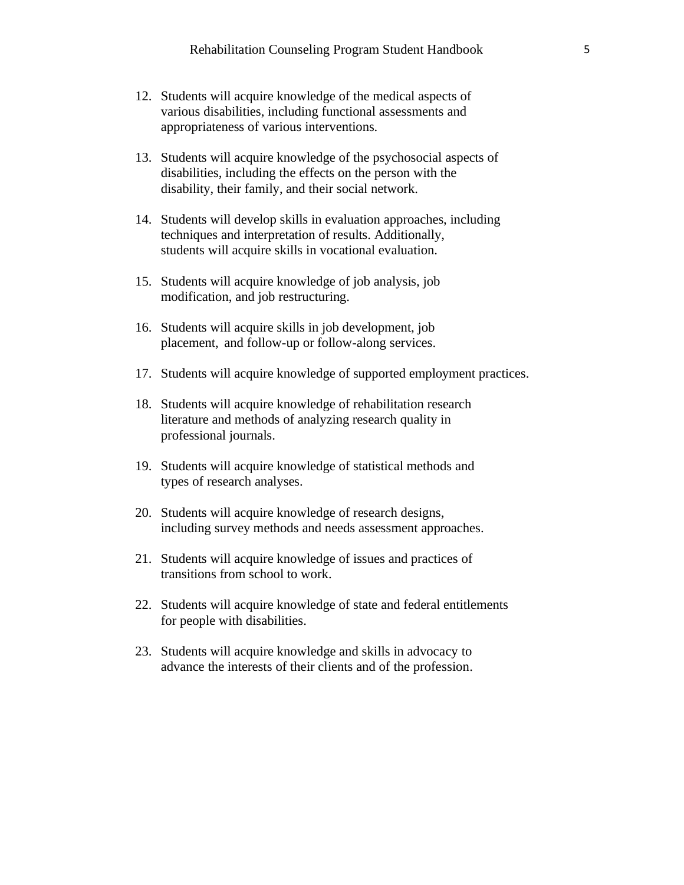12. Students will acquire knowledge of the medical aspects of various disabilities, including functional assessments and appropriateness of various interventions.

13. Students will acquire knowledge of the psychosocial aspects of disabilities, including the effects on the person with the disability, their family, and their social network.

14. Students will develop skills in evaluation approaches, including techniques and interpretation of results. Additionally, students will acquire skills in vocational evaluation.

15. Students will acquire knowledge of job analysis, job modification, and job restructuring.

16. Students will acquire skills in job development, job placement, and follow-up or follow-along services.

17. Students will acquire knowledge of supported employment practices.

18. Students will acquire knowledge of rehabilitation research literature and methods of analyzing research quality in professional journals.

19. Students will acquire knowledge of statistical methods and types of research analyses.

20. Students will acquire knowledge of research designs, including survey methods and needs assessment approaches.

21. Students will acquire knowledge of issues and practices of transitions from school to work.

22. Students will acquire knowledge of state and federal entitlements for people with disabilities.

23. Students will acquire knowledge and skills in advocacy to advance the interests of their clients and of the profession.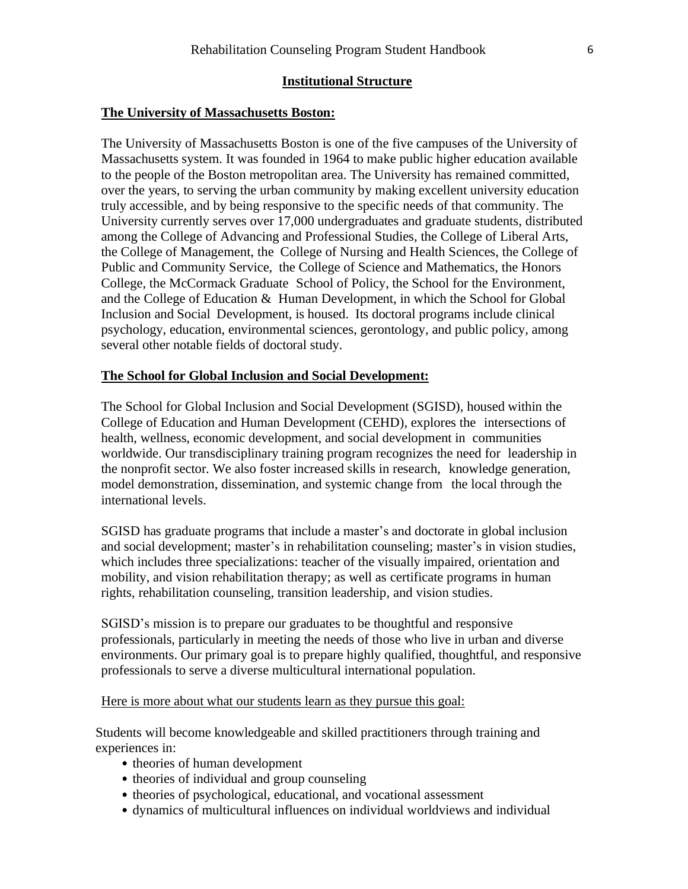## Institutional Structure

### The University of Massachusetts Boston:

The University of Massachusetts Boston is one of the five campuses of the University of Massachusetts system. It was founded in 1964 to make public higher education available to the people of the Boston metropolitan area. The University has remained committed, over the years, to serving the urban community by making excellent university education truly accessible, and by being responsive to the specific needs of that community. The University currently serves over 17,000 undergraduates and graduate students, distributed among the College of Advancing and Professional Studies, the College of Liberal Arts, the College of Management, the College of Nursing and Health Sciences, the College of Public and Community Service, the College of Science and Mathematics, the Honors College, the McCormack Graduate School of Policy, the School for the Environment, and the College of Education & Human Development, in which the School for Global Inclusion and Social Development, is housed. Its doctoral programs include clinical psychology, education, environmental sciences, gerontology, and public policy, among several other notable fields of doctoral study.

### The School for Global Inclusion and Social Development:

The School for Global Inclusion and Social Development (SGISD), housed within the College of Education and Human Development (CEHD), explores the intersections of health, wellness, economic development, and social development in communities worldwide. Our transdisciplinary training program recognizes the need for leadership in the nonprofit sector. We also foster increased skills in research, knowledge generation, model demonstration, dissemination, and systemic change from the local through the international levels.

SGISD has graduate programs that include a master's and doctorate in global inclusion and social development; master's in rehabilitation counseling; master's in vision studies, which includes three specializations: teacher of the visually impaired, orientation and mobility, and vision rehabilitation therapy; as well as certificate programs in human rights, rehabilitation counseling, transition leadership, and vision studies.

SGISD's mission is to prepare our graduates to be thoughtful and responsive professionals, particularly in meeting the needs of those who live in urban and diverse environments. Our primary goal is to prepare highly qualified, thoughtful, and responsive professionals to serve a diverse multicultural international population.

Here is more about what our students learn as they pursue this goal:

Students will become knowledgeable and skilled practitioners through training and experiences in:

- theories of human development
- theories of individual and group counseling
- theories of psychological, educational, and vocational assessment
- dynamics of multicultural influences on individual worldviews and individual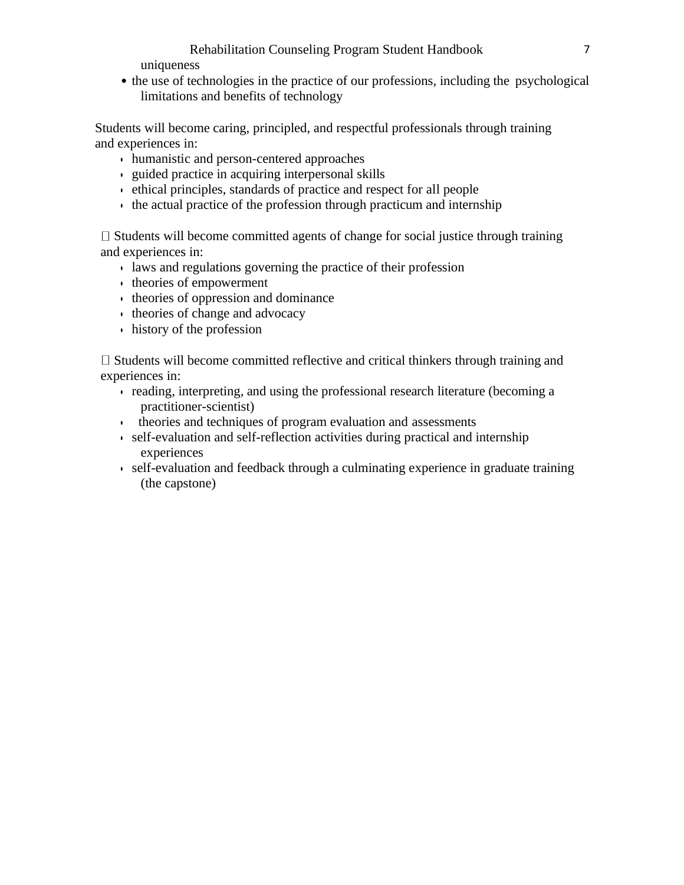uniqueness

- the use of technologies in the practice of our professions, including the psychological limitations and benefits of technology

Students will become caring, principled, and respectful professionals through training and experiences in:

- humanistic and person-centered approaches
- guided practice in acquiring interpersonal skills
- ethical principles, standards of practice and respect for all people
- the actual practice of the profession through practicum and internship

Students will become committed agents of change for social justice through training and experiences in:

- laws and regulations governing the practice of their profession
- theories of empowerment
- theories of oppression and dominance
- theories of change and advocacy
- history of the profession

Students will become committed reflective and critical thinkers through training and experiences in:

- reading, interpreting, and using the professional research literature (becoming a practitioner-scientist)
- theories and techniques of program evaluation and assessments
- self-evaluation and self-reflection activities during practical and internship experiences
- self-evaluation and feedback through a culminating experience in graduate training (the capstone)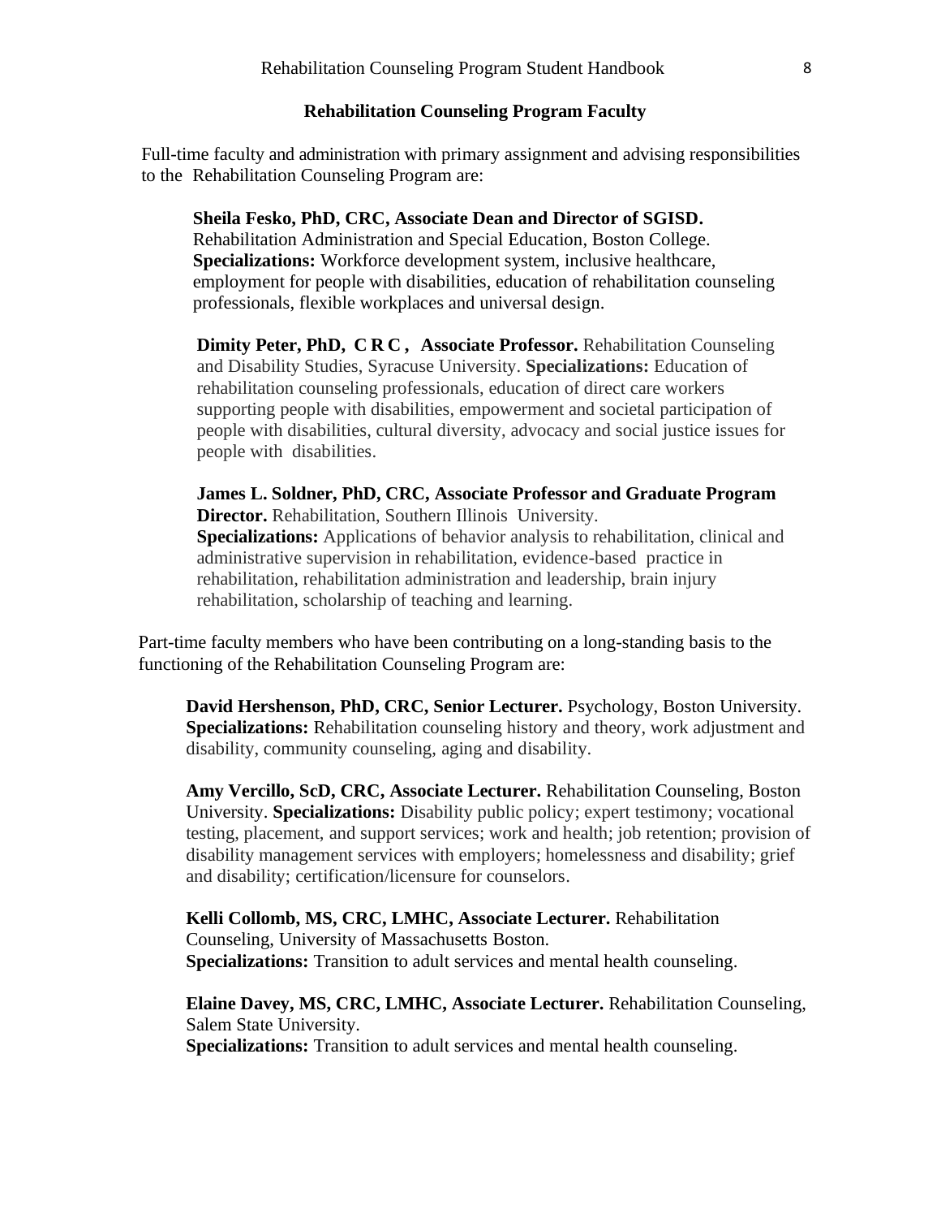## Rehabilitation Counseling Program Faculty

Full-time faculty and administration with primary assignment and advising responsibilities to the Rehabilitation Counseling Program are:

**Sheila Fesko, PhD, CRC, Associate Dean and Director of SGISD.** Rehabilitation Administration and Special Education, Boston College. **Specializations:** Workforce development system, inclusive healthcare, employment for people with disabilities, education of rehabilitation counseling professionals, flexible workplaces and universal design.

**Dimity Peter, PhD, C R C , Associate Professor.** Rehabilitation Counseling and Disability Studies, Syracuse University. **Specializations:** Education of rehabilitation counseling professionals, education of direct care workers supporting people with disabilities, empowerment and societal participation of people with disabilities, cultural diversity, advocacy and social justice issues for people with disabilities.

**James L. Soldner, PhD, CRC, Associate Professor and Graduate Program Director.** Rehabilitation, Southern Illinois University. **Specializations:** Applications of behavior analysis to rehabilitation, clinical and administrative supervision in rehabilitation, evidence-based practice in rehabilitation, rehabilitation administration and leadership, brain injury rehabilitation, scholarship of teaching and learning.

Part-time faculty members who have been contributing on a long-standing basis to the functioning of the Rehabilitation Counseling Program are:

**David Hershenson, PhD, CRC, Senior Lecturer.** Psychology, Boston University. **Specializations:** Rehabilitation counseling history and theory, work adjustment and disability, community counseling, aging and disability.

**Amy Vercillo, ScD, CRC, Associate Lecturer.** Rehabilitation Counseling, Boston University. **Specializations:** Disability public policy; expert testimony; vocational testing, placement, and support services; work and health; job retention; provision of disability management services with employers; homelessness and disability; grief and disability; certification/licensure for counselors.

**Kelli Collomb, MS, CRC, LMHC, Associate Lecturer.** Rehabilitation Counseling, University of Massachusetts Boston. **Specializations:** Transition to adult services and mental health counseling.

**Elaine Davey, MS, CRC, LMHC, Associate Lecturer.** Rehabilitation Counseling, Salem State University. **Specializations:** Transition to adult services and mental health counseling.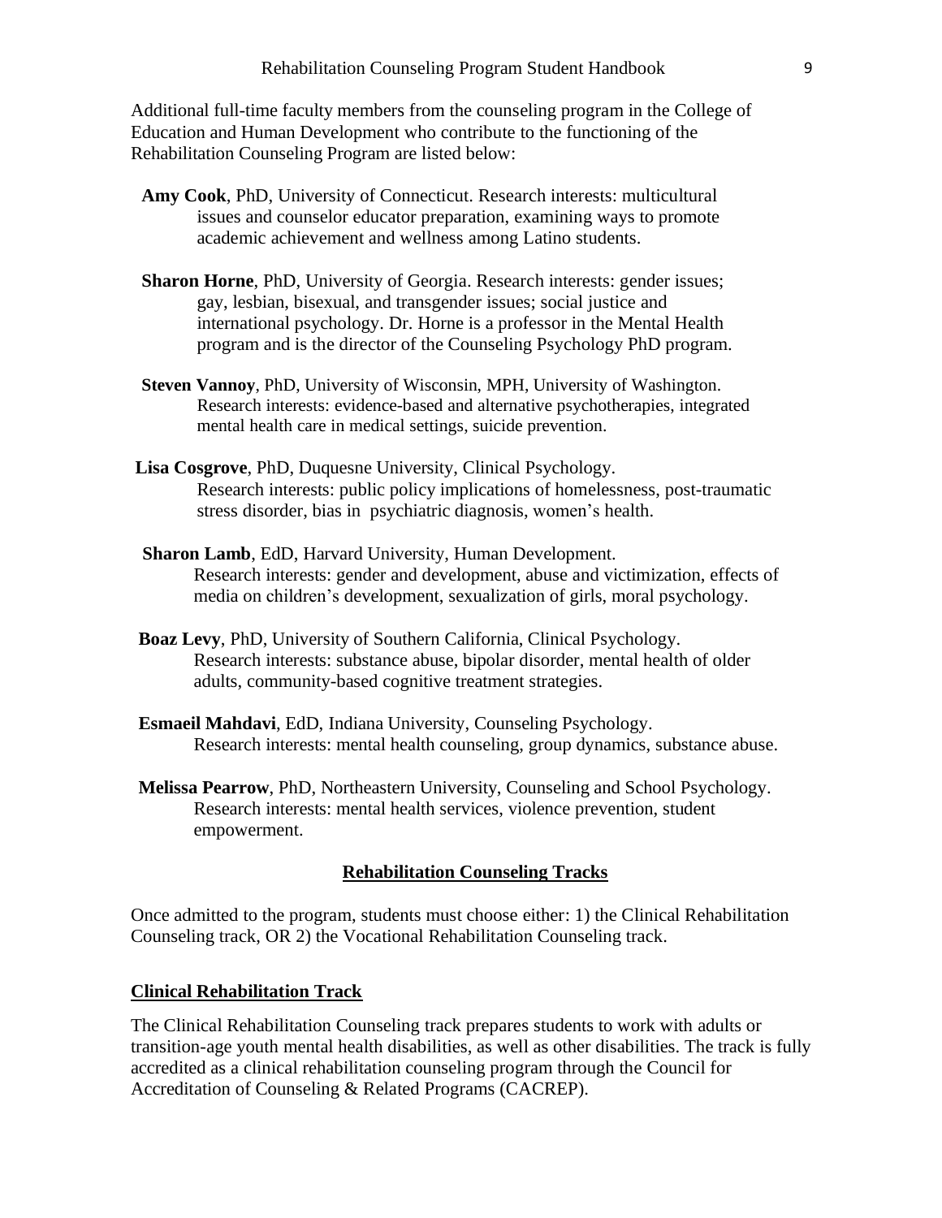Additional full-time faculty members from the counseling program in the College of Education and Human Development who contribute to the functioning of the Rehabilitation Counseling Program are listed below:

**Amy Cook**, PhD, University of Connecticut. Research interests: multicultural issues and counselor educator preparation, examining ways to promote academic achievement and wellness among Latino students.

**Sharon Horne**, PhD, University of Georgia. Research interests: gender issues; gay, lesbian, bisexual, and transgender issues; social justice and international psychology. Dr. Horne is a professor in the Mental Health program and is the director of the Counseling Psychology PhD program.

**Steven Vannoy**, PhD, University of Wisconsin, MPH, University of Washington. Research interests: evidence-based and alternative psychotherapies, integrated mental health care in medical settings, suicide prevention.

**Lisa Cosgrove**, PhD, Duquesne University, Clinical Psychology. Research interests: public policy implications of homelessness, post-traumatic stress disorder, bias in psychiatric diagnosis, women's health.

**Sharon Lamb**, EdD, Harvard University, Human Development. Research interests: gender and development, abuse and victimization, effects of media on children's development, sexualization of girls, moral psychology.

**Boaz Levy**, PhD, University of Southern California, Clinical Psychology. Research interests: substance abuse, bipolar disorder, mental health of older adults, community-based cognitive treatment strategies.

**Esmaeil Mahdavi**, EdD, Indiana University, Counseling Psychology. Research interests: mental health counseling, group dynamics, substance abuse.

**Melissa Pearrow**, PhD, Northeastern University, Counseling and School Psychology. Research interests: mental health services, violence prevention, student empowerment.

## Rehabilitation Counseling Tracks

Once admitted to the program, students must choose either: 1) the Clinical Rehabilitation Counseling track, OR 2) the Vocational Rehabilitation Counseling track.

### Clinical Rehabilitation Track

The Clinical Rehabilitation Counseling track prepares students to work with adults or transition-age youth mental health disabilities, as well as other disabilities. The track is fully accredited as a clinical rehabilitation counseling program through the Council for Accreditation of Counseling & Related Programs (CACREP).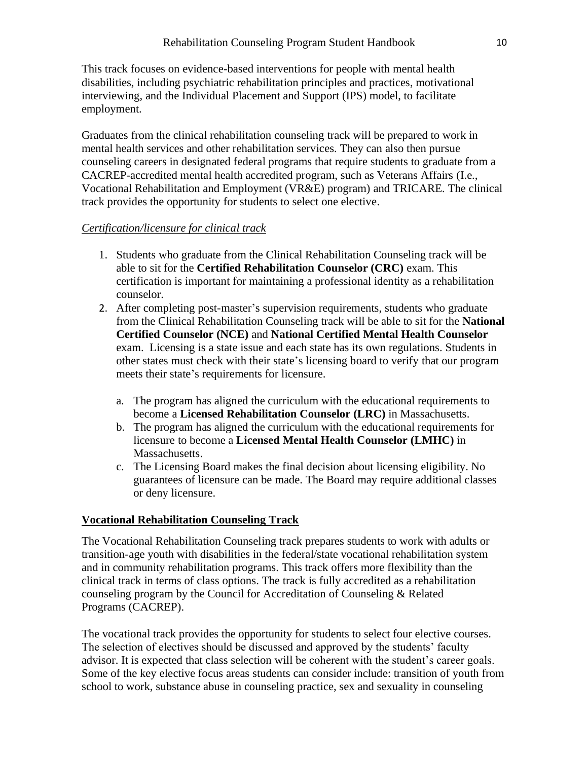This track focuses on evidence-based interventions for people with mental health disabilities, including psychiatric rehabilitation principles and practices, motivational interviewing, and the Individual Placement and Support (IPS) model, to facilitate employment.

Graduates from the clinical rehabilitation counseling track will be prepared to work in mental health services and other rehabilitation services. They can also then pursue counseling careers in designated federal programs that require students to graduate from a CACREP-accredited mental health accredited program, such as Veterans Affairs (I.e., Vocational Rehabilitation and Employment (VR&E) program) and TRICARE. The clinical track provides the opportunity for students to select one elective.

*Certification/licensure for clinical track*

1. Students who graduate from the Clinical Rehabilitation Counseling track will be able to sit for the **Certified Rehabilitation Counselor (CRC)** exam. This certification is important for maintaining a professional identity as a rehabilitation counselor.
2. After completing post-master's supervision requirements, students who graduate from the Clinical Rehabilitation Counseling track will be able to sit for the **National Certified Counselor (NCE)** and **National Certified Mental Health Counselor** exam. Licensing is a state issue and each state has its own regulations. Students in other states must check with their state's licensing board to verify that our program meets their state's requirements for licensure.

   a. The program has aligned the curriculum with the educational requirements to become a **Licensed Rehabilitation Counselor (LRC)** in Massachusetts.
   b. The program has aligned the curriculum with the educational requirements for licensure to become a **Licensed Mental Health Counselor (LMHC)** in Massachusetts.
   c. The Licensing Board makes the final decision about licensing eligibility. No guarantees of licensure can be made. The Board may require additional classes or deny licensure.

## Vocational Rehabilitation Counseling Track

The Vocational Rehabilitation Counseling track prepares students to work with adults or transition-age youth with disabilities in the federal/state vocational rehabilitation system and in community rehabilitation programs. This track offers more flexibility than the clinical track in terms of class options. The track is fully accredited as a rehabilitation counseling program by the Council for Accreditation of Counseling & Related Programs (CACREP).

The vocational track provides the opportunity for students to select four elective courses. The selection of electives should be discussed and approved by the students' faculty advisor. It is expected that class selection will be coherent with the student's career goals. Some of the key elective focus areas students can consider include: transition of youth from school to work, substance abuse in counseling practice, sex and sexuality in counseling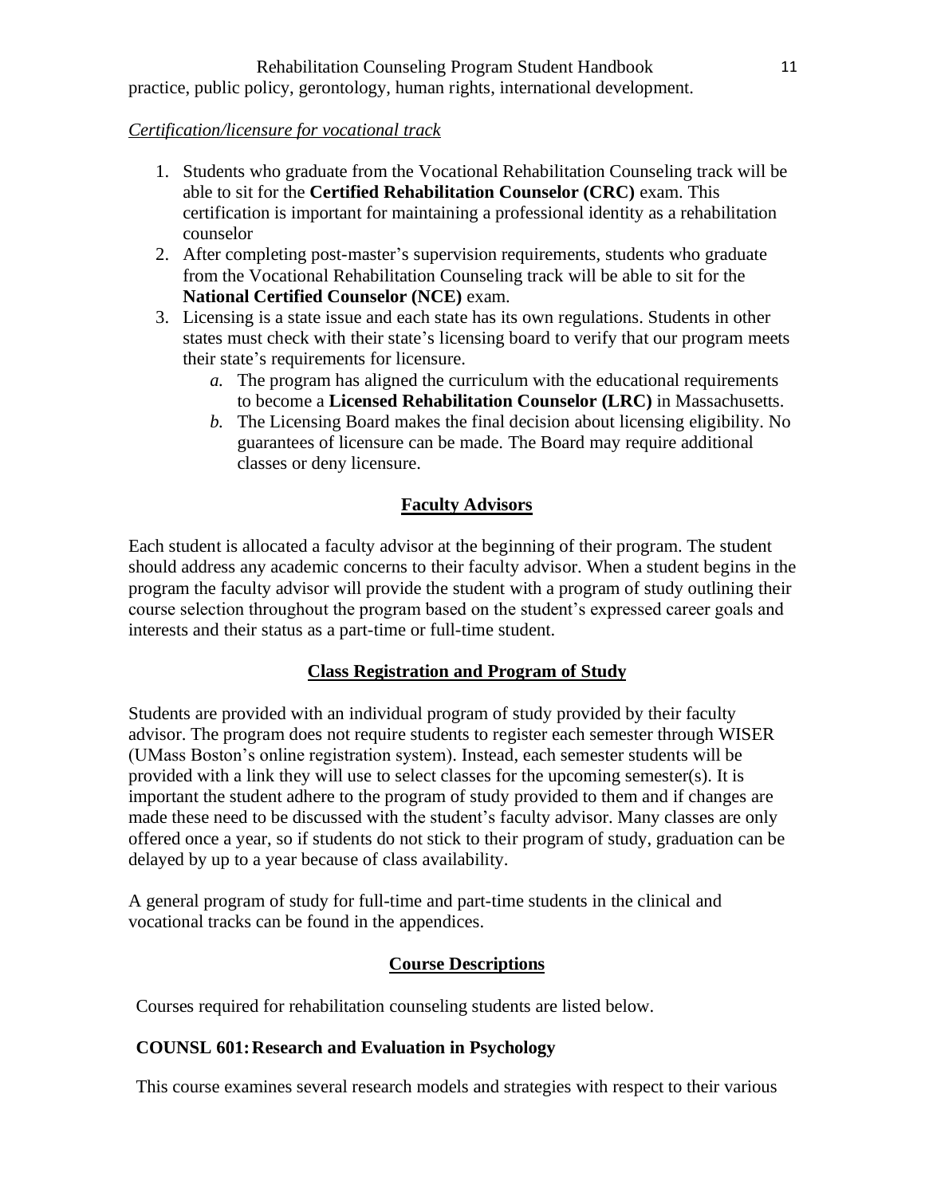practice, public policy, gerontology, human rights, international development.

*Certification/licensure for vocational track*

1. Students who graduate from the Vocational Rehabilitation Counseling track will be able to sit for the **Certified Rehabilitation Counselor (CRC)** exam. This certification is important for maintaining a professional identity as a rehabilitation counselor
2. After completing post-master's supervision requirements, students who graduate from the Vocational Rehabilitation Counseling track will be able to sit for the **National Certified Counselor (NCE)** exam.
3. Licensing is a state issue and each state has its own regulations. Students in other states must check with their state's licensing board to verify that our program meets their state's requirements for licensure.
    a. The program has aligned the curriculum with the educational requirements to become a **Licensed Rehabilitation Counselor (LRC)** in Massachusetts.
    b. The Licensing Board makes the final decision about licensing eligibility. No guarantees of licensure can be made. The Board may require additional classes or deny licensure.

## Faculty Advisors

Each student is allocated a faculty advisor at the beginning of their program. The student should address any academic concerns to their faculty advisor. When a student begins in the program the faculty advisor will provide the student with a program of study outlining their course selection throughout the program based on the student's expressed career goals and interests and their status as a part-time or full-time student.

## Class Registration and Program of Study

Students are provided with an individual program of study provided by their faculty advisor. The program does not require students to register each semester through WISER (UMass Boston's online registration system). Instead, each semester students will be provided with a link they will use to select classes for the upcoming semester(s). It is important the student adhere to the program of study provided to them and if changes are made these need to be discussed with the student's faculty advisor. Many classes are only offered once a year, so if students do not stick to their program of study, graduation can be delayed by up to a year because of class availability.

A general program of study for full-time and part-time students in the clinical and vocational tracks can be found in the appendices.

## Course Descriptions

Courses required for rehabilitation counseling students are listed below.

### COUNSL 601: Research and Evaluation in Psychology

This course examines several research models and strategies with respect to their various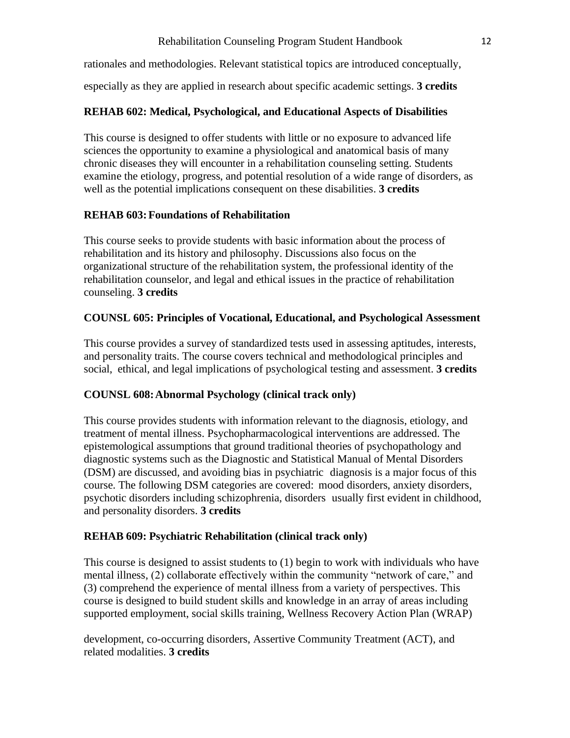rationales and methodologies. Relevant statistical topics are introduced conceptually, especially as they are applied in research about specific academic settings. **3 credits**

### REHAB 602: Medical, Psychological, and Educational Aspects of Disabilities

This course is designed to offer students with little or no exposure to advanced life sciences the opportunity to examine a physiological and anatomical basis of many chronic diseases they will encounter in a rehabilitation counseling setting. Students examine the etiology, progress, and potential resolution of a wide range of disorders, as well as the potential implications consequent on these disabilities. **3 credits**

### REHAB 603: Foundations of Rehabilitation

This course seeks to provide students with basic information about the process of rehabilitation and its history and philosophy. Discussions also focus on the organizational structure of the rehabilitation system, the professional identity of the rehabilitation counselor, and legal and ethical issues in the practice of rehabilitation counseling. **3 credits**

### COUNSL 605: Principles of Vocational, Educational, and Psychological Assessment

This course provides a survey of standardized tests used in assessing aptitudes, interests, and personality traits. The course covers technical and methodological principles and social, ethical, and legal implications of psychological testing and assessment. **3 credits**

### COUNSL 608: Abnormal Psychology (clinical track only)

This course provides students with information relevant to the diagnosis, etiology, and treatment of mental illness. Psychopharmacological interventions are addressed. The epistemological assumptions that ground traditional theories of psychopathology and diagnostic systems such as the Diagnostic and Statistical Manual of Mental Disorders (DSM) are discussed, and avoiding bias in psychiatric diagnosis is a major focus of this course. The following DSM categories are covered: mood disorders, anxiety disorders, psychotic disorders including schizophrenia, disorders usually first evident in childhood, and personality disorders. **3 credits**

### REHAB 609: Psychiatric Rehabilitation (clinical track only)

This course is designed to assist students to (1) begin to work with individuals who have mental illness, (2) collaborate effectively within the community "network of care," and (3) comprehend the experience of mental illness from a variety of perspectives. This course is designed to build student skills and knowledge in an array of areas including supported employment, social skills training, Wellness Recovery Action Plan (WRAP) development, co-occurring disorders, Assertive Community Treatment (ACT), and related modalities. **3 credits**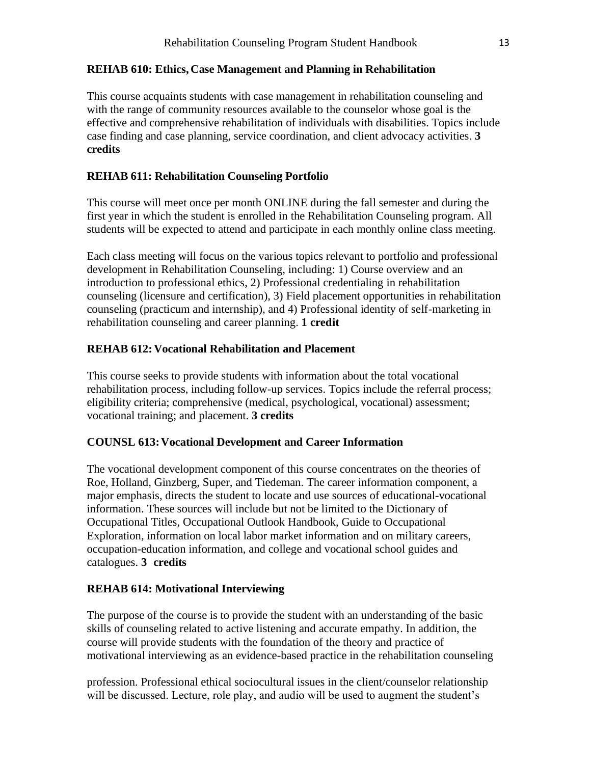### REHAB 610: Ethics, Case Management and Planning in Rehabilitation

This course acquaints students with case management in rehabilitation counseling and with the range of community resources available to the counselor whose goal is the effective and comprehensive rehabilitation of individuals with disabilities. Topics include case finding and case planning, service coordination, and client advocacy activities. **3 credits**

### REHAB 611: Rehabilitation Counseling Portfolio

This course will meet once per month ONLINE during the fall semester and during the first year in which the student is enrolled in the Rehabilitation Counseling program. All students will be expected to attend and participate in each monthly online class meeting.

Each class meeting will focus on the various topics relevant to portfolio and professional development in Rehabilitation Counseling, including: 1) Course overview and an introduction to professional ethics, 2) Professional credentialing in rehabilitation counseling (licensure and certification), 3) Field placement opportunities in rehabilitation counseling (practicum and internship), and 4) Professional identity of self-marketing in rehabilitation counseling and career planning. **1 credit**

### REHAB 612: Vocational Rehabilitation and Placement

This course seeks to provide students with information about the total vocational rehabilitation process, including follow-up services. Topics include the referral process; eligibility criteria; comprehensive (medical, psychological, vocational) assessment; vocational training; and placement. **3 credits**

### COUNSL 613: Vocational Development and Career Information

The vocational development component of this course concentrates on the theories of Roe, Holland, Ginzberg, Super, and Tiedeman. The career information component, a major emphasis, directs the student to locate and use sources of educational-vocational information. These sources will include but not be limited to the Dictionary of Occupational Titles, Occupational Outlook Handbook, Guide to Occupational Exploration, information on local labor market information and on military careers, occupation-education information, and college and vocational school guides and catalogues. **3 credits**

### REHAB 614: Motivational Interviewing

The purpose of the course is to provide the student with an understanding of the basic skills of counseling related to active listening and accurate empathy. In addition, the course will provide students with the foundation of the theory and practice of motivational interviewing as an evidence-based practice in the rehabilitation counseling profession. Professional ethical sociocultural issues in the client/counselor relationship will be discussed. Lecture, role play, and audio will be used to augment the student's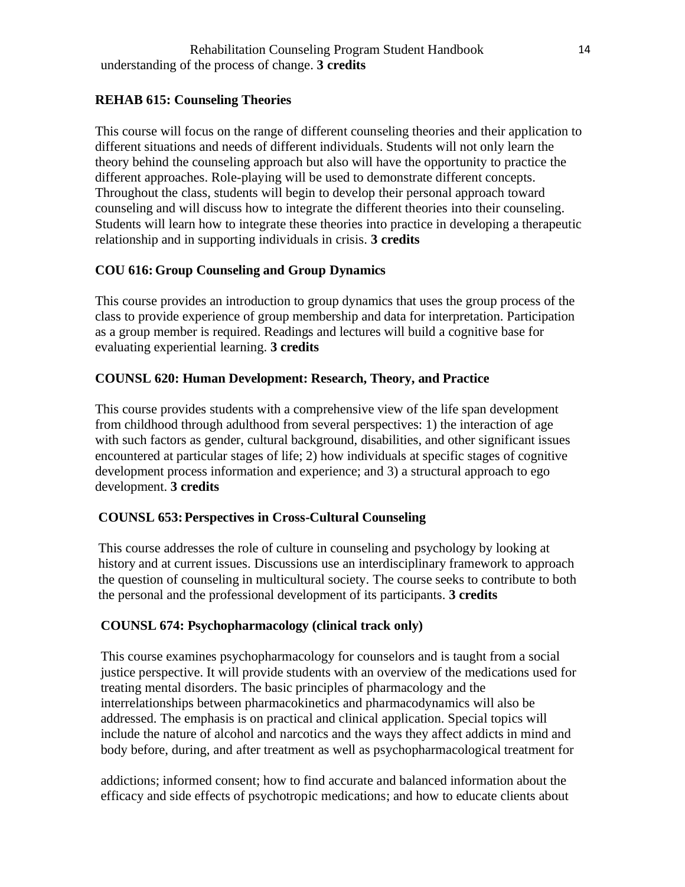understanding of the process of change. **3 credits**

**REHAB 615: Counseling Theories**

This course will focus on the range of different counseling theories and their application to different situations and needs of different individuals. Students will not only learn the theory behind the counseling approach but also will have the opportunity to practice the different approaches. Role-playing will be used to demonstrate different concepts. Throughout the class, students will begin to develop their personal approach toward counseling and will discuss how to integrate the different theories into their counseling. Students will learn how to integrate these theories into practice in developing a therapeutic relationship and in supporting individuals in crisis. **3 credits**

**COU 616: Group Counseling and Group Dynamics**

This course provides an introduction to group dynamics that uses the group process of the class to provide experience of group membership and data for interpretation. Participation as a group member is required. Readings and lectures will build a cognitive base for evaluating experiential learning. **3 credits**

**COUNSL 620: Human Development: Research, Theory, and Practice**

This course provides students with a comprehensive view of the life span development from childhood through adulthood from several perspectives: 1) the interaction of age with such factors as gender, cultural background, disabilities, and other significant issues encountered at particular stages of life; 2) how individuals at specific stages of cognitive development process information and experience; and 3) a structural approach to ego development. **3 credits**

**COUNSL 653: Perspectives in Cross-Cultural Counseling**

This course addresses the role of culture in counseling and psychology by looking at history and at current issues. Discussions use an interdisciplinary framework to approach the question of counseling in multicultural society. The course seeks to contribute to both the personal and the professional development of its participants. **3 credits**

**COUNSL 674: Psychopharmacology (clinical track only)**

This course examines psychopharmacology for counselors and is taught from a social justice perspective. It will provide students with an overview of the medications used for treating mental disorders. The basic principles of pharmacology and the interrelationships between pharmacokinetics and pharmacodynamics will also be addressed. The emphasis is on practical and clinical application. Special topics will include the nature of alcohol and narcotics and the ways they affect addicts in mind and body before, during, and after treatment as well as psychopharmacological treatment for

addictions; informed consent; how to find accurate and balanced information about the efficacy and side effects of psychotropic medications; and how to educate clients about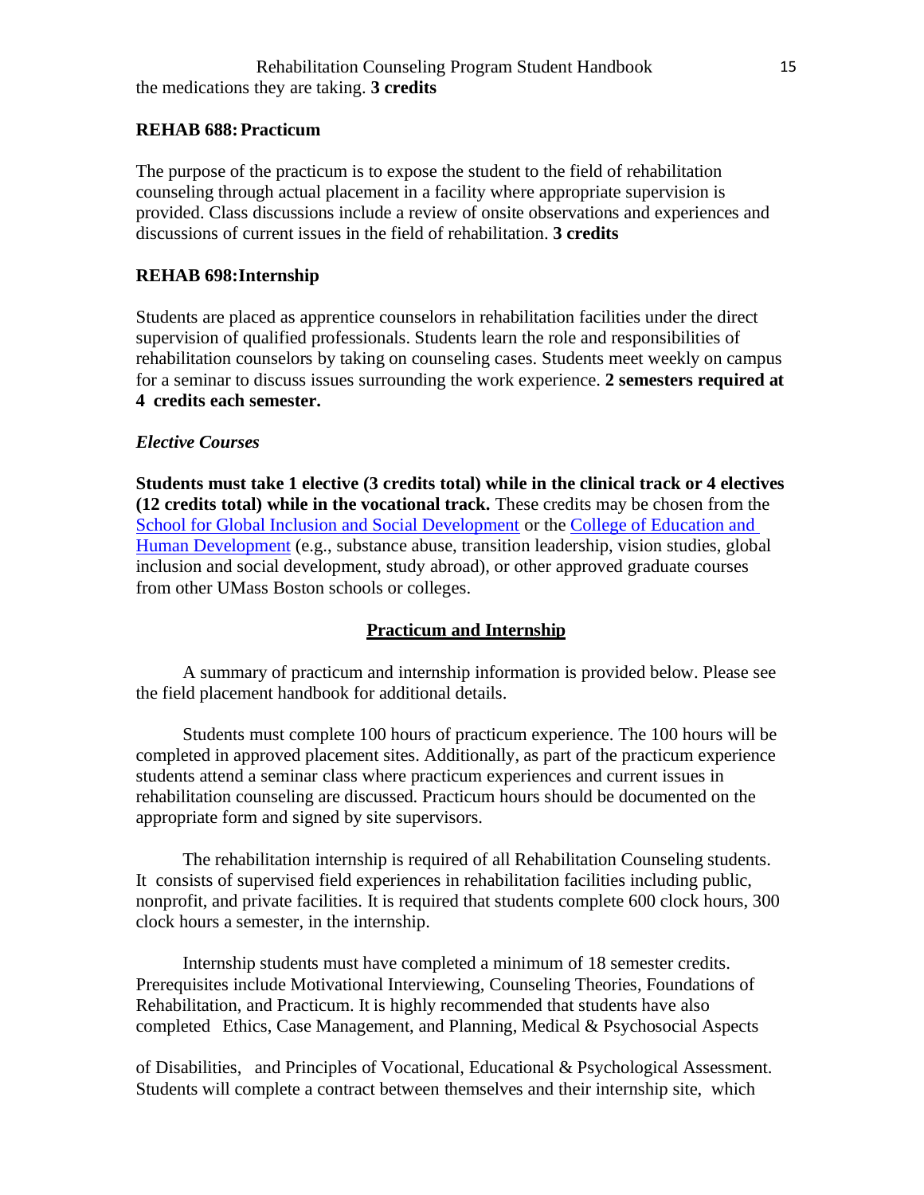the medications they are taking. **3 credits**

**REHAB 688: Practicum**

The purpose of the practicum is to expose the student to the field of rehabilitation counseling through actual placement in a facility where appropriate supervision is provided. Class discussions include a review of onsite observations and experiences and discussions of current issues in the field of rehabilitation. **3 credits**

**REHAB 698: Internship**

Students are placed as apprentice counselors in rehabilitation facilities under the direct supervision of qualified professionals. Students learn the role and responsibilities of rehabilitation counselors by taking on counseling cases. Students meet weekly on campus for a seminar to discuss issues surrounding the work experience. **2 semesters required at 4 credits each semester.**

***Elective Courses***

**Students must take 1 elective (3 credits total) while in the clinical track or 4 electives (12 credits total) while in the vocational track.** These credits may be chosen from the School for Global Inclusion and Social Development or the College of Education and Human Development (e.g., substance abuse, transition leadership, vision studies, global inclusion and social development, study abroad), or other approved graduate courses from other UMass Boston schools or colleges.

## Practicum and Internship

A summary of practicum and internship information is provided below. Please see the field placement handbook for additional details.

Students must complete 100 hours of practicum experience. The 100 hours will be completed in approved placement sites. Additionally, as part of the practicum experience students attend a seminar class where practicum experiences and current issues in rehabilitation counseling are discussed. Practicum hours should be documented on the appropriate form and signed by site supervisors.

The rehabilitation internship is required of all Rehabilitation Counseling students. It consists of supervised field experiences in rehabilitation facilities including public, nonprofit, and private facilities. It is required that students complete 600 clock hours, 300 clock hours a semester, in the internship.

Internship students must have completed a minimum of 18 semester credits. Prerequisites include Motivational Interviewing, Counseling Theories, Foundations of Rehabilitation, and Practicum. It is highly recommended that students have also completed Ethics, Case Management, and Planning, Medical & Psychosocial Aspects of Disabilities, and Principles of Vocational, Educational & Psychological Assessment. Students will complete a contract between themselves and their internship site, which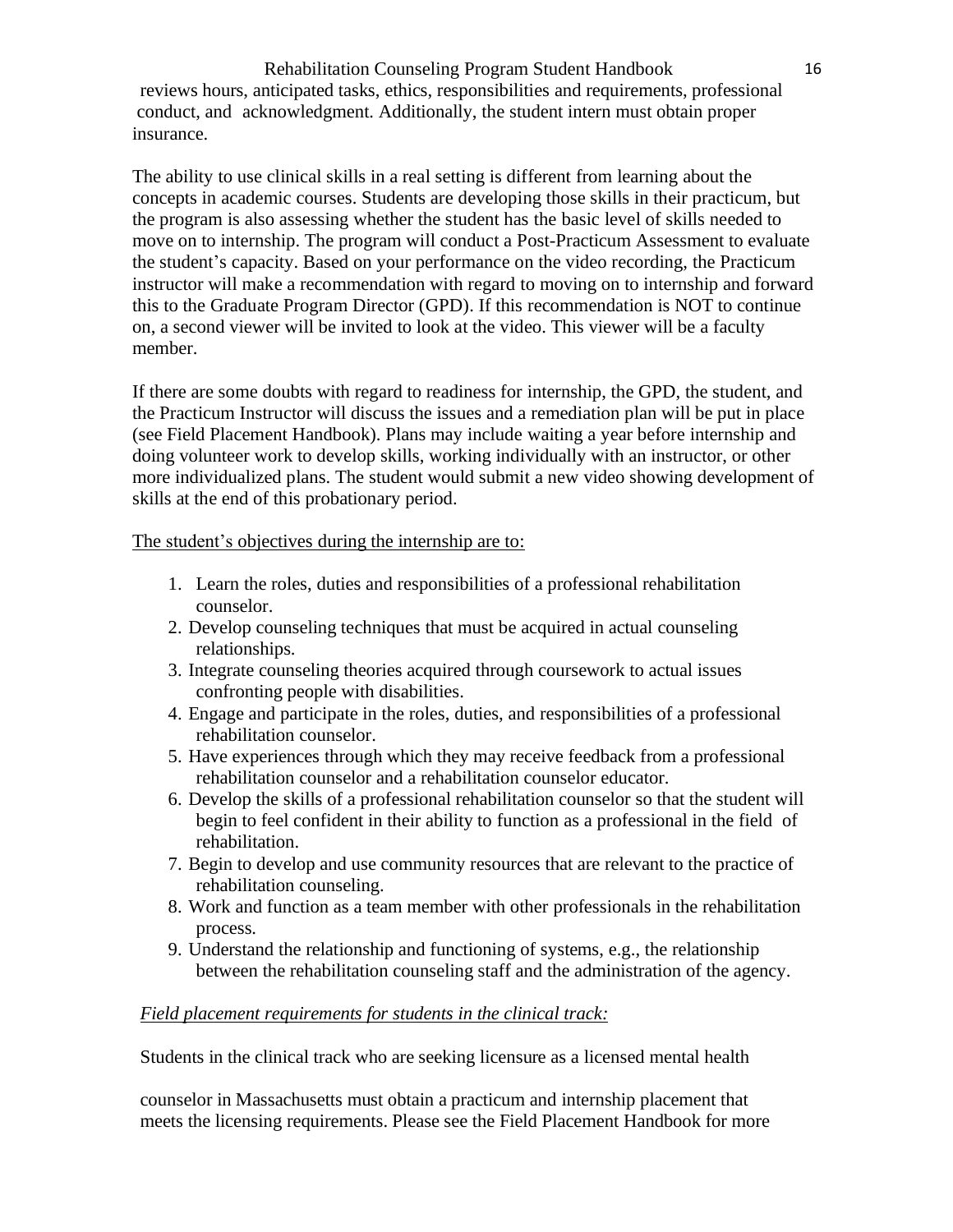reviews hours, anticipated tasks, ethics, responsibilities and requirements, professional conduct, and acknowledgment. Additionally, the student intern must obtain proper insurance.

The ability to use clinical skills in a real setting is different from learning about the concepts in academic courses. Students are developing those skills in their practicum, but the program is also assessing whether the student has the basic level of skills needed to move on to internship. The program will conduct a Post-Practicum Assessment to evaluate the student's capacity. Based on your performance on the video recording, the Practicum instructor will make a recommendation with regard to moving on to internship and forward this to the Graduate Program Director (GPD). If this recommendation is NOT to continue on, a second viewer will be invited to look at the video. This viewer will be a faculty member.

If there are some doubts with regard to readiness for internship, the GPD, the student, and the Practicum Instructor will discuss the issues and a remediation plan will be put in place (see Field Placement Handbook). Plans may include waiting a year before internship and doing volunteer work to develop skills, working individually with an instructor, or other more individualized plans. The student would submit a new video showing development of skills at the end of this probationary period.

<u>The student's objectives during the internship are to:</u>

1. Learn the roles, duties and responsibilities of a professional rehabilitation counselor.
2. Develop counseling techniques that must be acquired in actual counseling relationships.
3. Integrate counseling theories acquired through coursework to actual issues confronting people with disabilities.
4. Engage and participate in the roles, duties, and responsibilities of a professional rehabilitation counselor.
5. Have experiences through which they may receive feedback from a professional rehabilitation counselor and a rehabilitation counselor educator.
6. Develop the skills of a professional rehabilitation counselor so that the student will begin to feel confident in their ability to function as a professional in the field of rehabilitation.
7. Begin to develop and use community resources that are relevant to the practice of rehabilitation counseling.
8. Work and function as a team member with other professionals in the rehabilitation process.
9. Understand the relationship and functioning of systems, e.g., the relationship between the rehabilitation counseling staff and the administration of the agency.

*<u>Field placement requirements for students in the clinical track:</u>*

Students in the clinical track who are seeking licensure as a licensed mental health counselor in Massachusetts must obtain a practicum and internship placement that meets the licensing requirements. Please see the Field Placement Handbook for more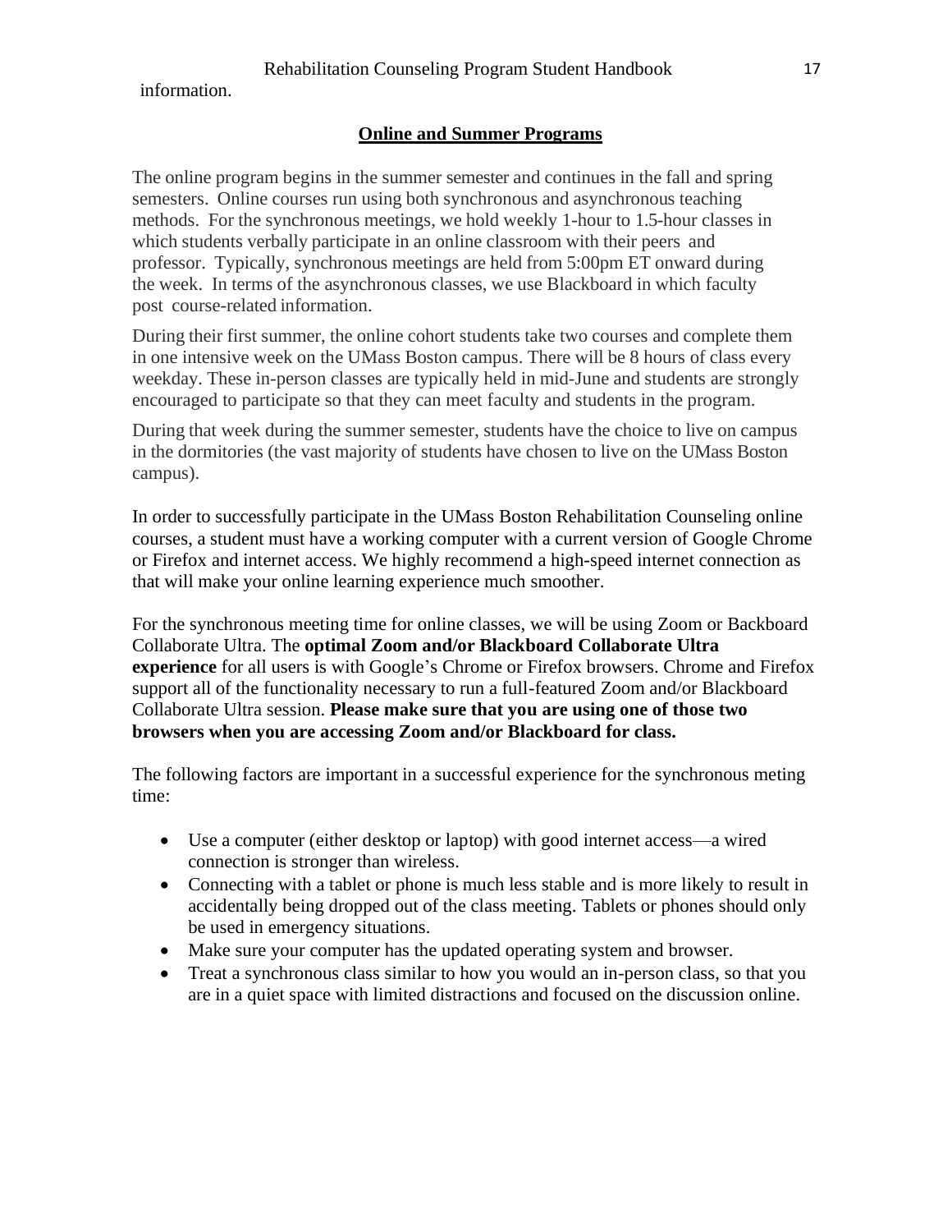information.

## Online and Summer Programs

The online program begins in the summer semester and continues in the fall and spring semesters. Online courses run using both synchronous and asynchronous teaching methods. For the synchronous meetings, we hold weekly 1-hour to 1.5-hour classes in which students verbally participate in an online classroom with their peers and professor. Typically, synchronous meetings are held from 5:00pm ET onward during the week. In terms of the asynchronous classes, we use Blackboard in which faculty post course-related information.

During their first summer, the online cohort students take two courses and complete them in one intensive week on the UMass Boston campus. There will be 8 hours of class every weekday. These in-person classes are typically held in mid-June and students are strongly encouraged to participate so that they can meet faculty and students in the program.

During that week during the summer semester, students have the choice to live on campus in the dormitories (the vast majority of students have chosen to live on the UMass Boston campus).

In order to successfully participate in the UMass Boston Rehabilitation Counseling online courses, a student must have a working computer with a current version of Google Chrome or Firefox and internet access. We highly recommend a high-speed internet connection as that will make your online learning experience much smoother.

For the synchronous meeting time for online classes, we will be using Zoom or Backboard Collaborate Ultra. The **optimal Zoom and/or Blackboard Collaborate Ultra experience** for all users is with Google's Chrome or Firefox browsers. Chrome and Firefox support all of the functionality necessary to run a full-featured Zoom and/or Blackboard Collaborate Ultra session. **Please make sure that you are using one of those two browsers when you are accessing Zoom and/or Blackboard for class.**

The following factors are important in a successful experience for the synchronous meting time:

- Use a computer (either desktop or laptop) with good internet access—a wired connection is stronger than wireless.
- Connecting with a tablet or phone is much less stable and is more likely to result in accidentally being dropped out of the class meeting. Tablets or phones should only be used in emergency situations.
- Make sure your computer has the updated operating system and browser.
- Treat a synchronous class similar to how you would an in-person class, so that you are in a quiet space with limited distractions and focused on the discussion online.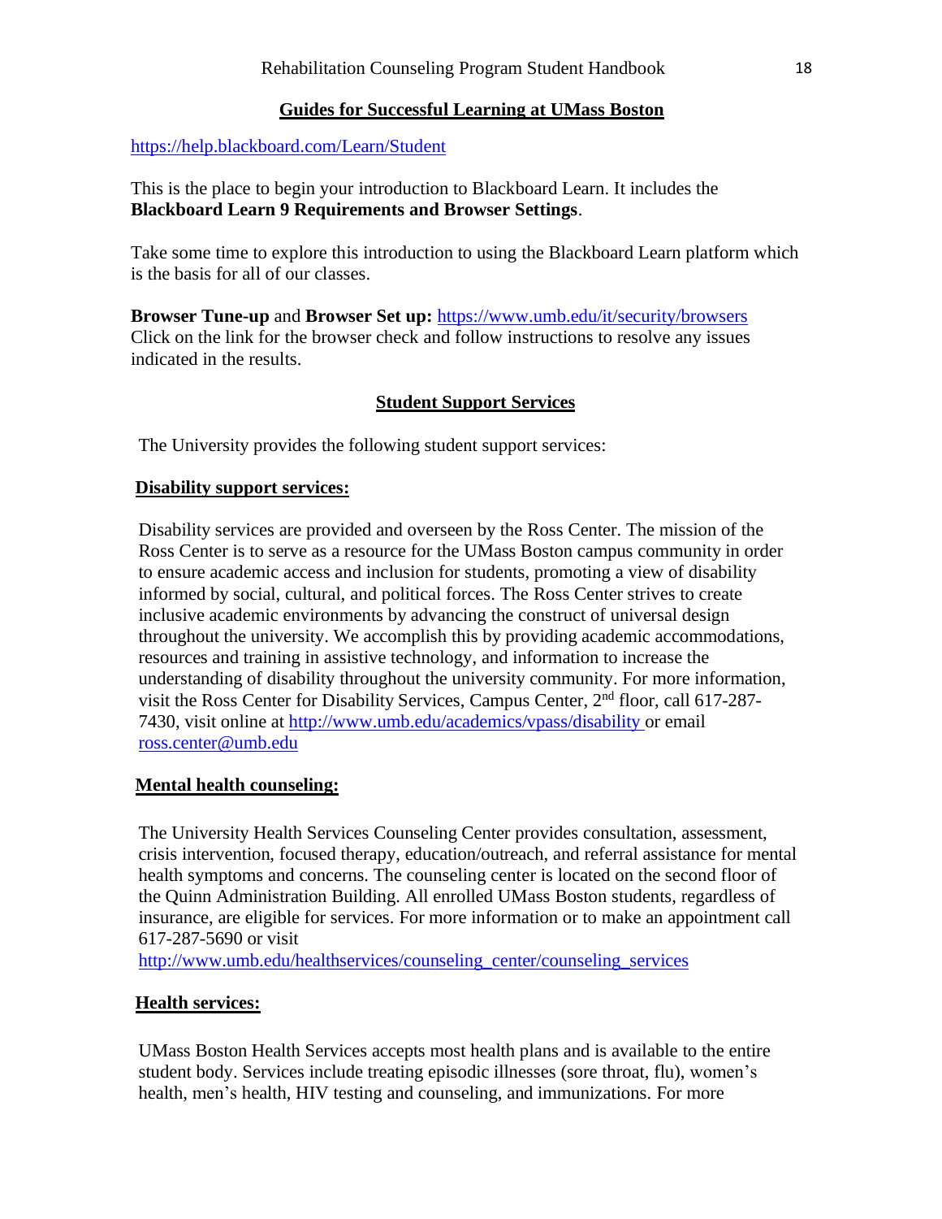## Guides for Successful Learning at UMass Boston

https://help.blackboard.com/Learn/Student

This is the place to begin your introduction to Blackboard Learn. It includes the **Blackboard Learn 9 Requirements and Browser Settings**.

Take some time to explore this introduction to using the Blackboard Learn platform which is the basis for all of our classes.

**Browser Tune-up** and **Browser Set up:** https://www.umb.edu/it/security/browsers
Click on the link for the browser check and follow instructions to resolve any issues indicated in the results.

## Student Support Services

The University provides the following student support services:

### Disability support services:

Disability services are provided and overseen by the Ross Center. The mission of the Ross Center is to serve as a resource for the UMass Boston campus community in order to ensure academic access and inclusion for students, promoting a view of disability informed by social, cultural, and political forces. The Ross Center strives to create inclusive academic environments by advancing the construct of universal design throughout the university. We accomplish this by providing academic accommodations, resources and training in assistive technology, and information to increase the understanding of disability throughout the university community. For more information, visit the Ross Center for Disability Services, Campus Center, 2nd floor, call 617-287-7430, visit online at http://www.umb.edu/academics/vpass/disability or email ross.center@umb.edu

### Mental health counseling:

The University Health Services Counseling Center provides consultation, assessment, crisis intervention, focused therapy, education/outreach, and referral assistance for mental health symptoms and concerns. The counseling center is located on the second floor of the Quinn Administration Building. All enrolled UMass Boston students, regardless of insurance, are eligible for services. For more information or to make an appointment call 617-287-5690 or visit
http://www.umb.edu/healthservices/counseling_center/counseling_services

### Health services:

UMass Boston Health Services accepts most health plans and is available to the entire student body. Services include treating episodic illnesses (sore throat, flu), women's health, men's health, HIV testing and counseling, and immunizations. For more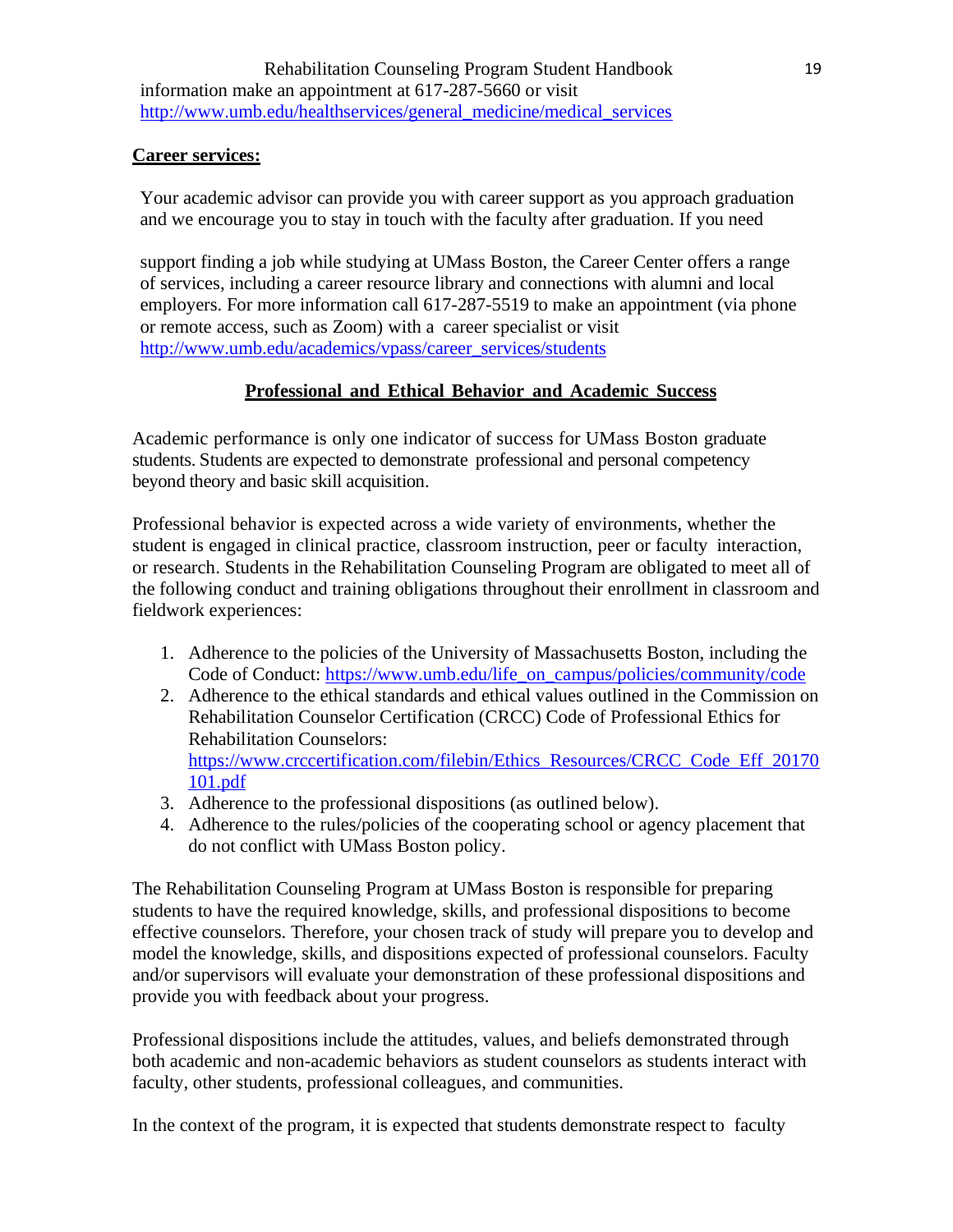information make an appointment at 617-287-5660 or visit http://www.umb.edu/healthservices/general_medicine/medical_services

**Career services:**

Your academic advisor can provide you with career support as you approach graduation and we encourage you to stay in touch with the faculty after graduation. If you need

support finding a job while studying at UMass Boston, the Career Center offers a range of services, including a career resource library and connections with alumni and local employers. For more information call 617-287-5519 to make an appointment (via phone or remote access, such as Zoom) with a career specialist or visit http://www.umb.edu/academics/vpass/career_services/students

## Professional and Ethical Behavior and Academic Success

Academic performance is only one indicator of success for UMass Boston graduate students. Students are expected to demonstrate professional and personal competency beyond theory and basic skill acquisition.

Professional behavior is expected across a wide variety of environments, whether the student is engaged in clinical practice, classroom instruction, peer or faculty interaction, or research. Students in the Rehabilitation Counseling Program are obligated to meet all of the following conduct and training obligations throughout their enrollment in classroom and fieldwork experiences:

1. Adherence to the policies of the University of Massachusetts Boston, including the Code of Conduct: https://www.umb.edu/life_on_campus/policies/community/code
2. Adherence to the ethical standards and ethical values outlined in the Commission on Rehabilitation Counselor Certification (CRCC) Code of Professional Ethics for Rehabilitation Counselors: https://www.crccertification.com/filebin/Ethics_Resources/CRCC_Code_Eff_20170101.pdf
3. Adherence to the professional dispositions (as outlined below).
4. Adherence to the rules/policies of the cooperating school or agency placement that do not conflict with UMass Boston policy.

The Rehabilitation Counseling Program at UMass Boston is responsible for preparing students to have the required knowledge, skills, and professional dispositions to become effective counselors. Therefore, your chosen track of study will prepare you to develop and model the knowledge, skills, and dispositions expected of professional counselors. Faculty and/or supervisors will evaluate your demonstration of these professional dispositions and provide you with feedback about your progress.

Professional dispositions include the attitudes, values, and beliefs demonstrated through both academic and non-academic behaviors as student counselors as students interact with faculty, other students, professional colleagues, and communities.

In the context of the program, it is expected that students demonstrate respect to faculty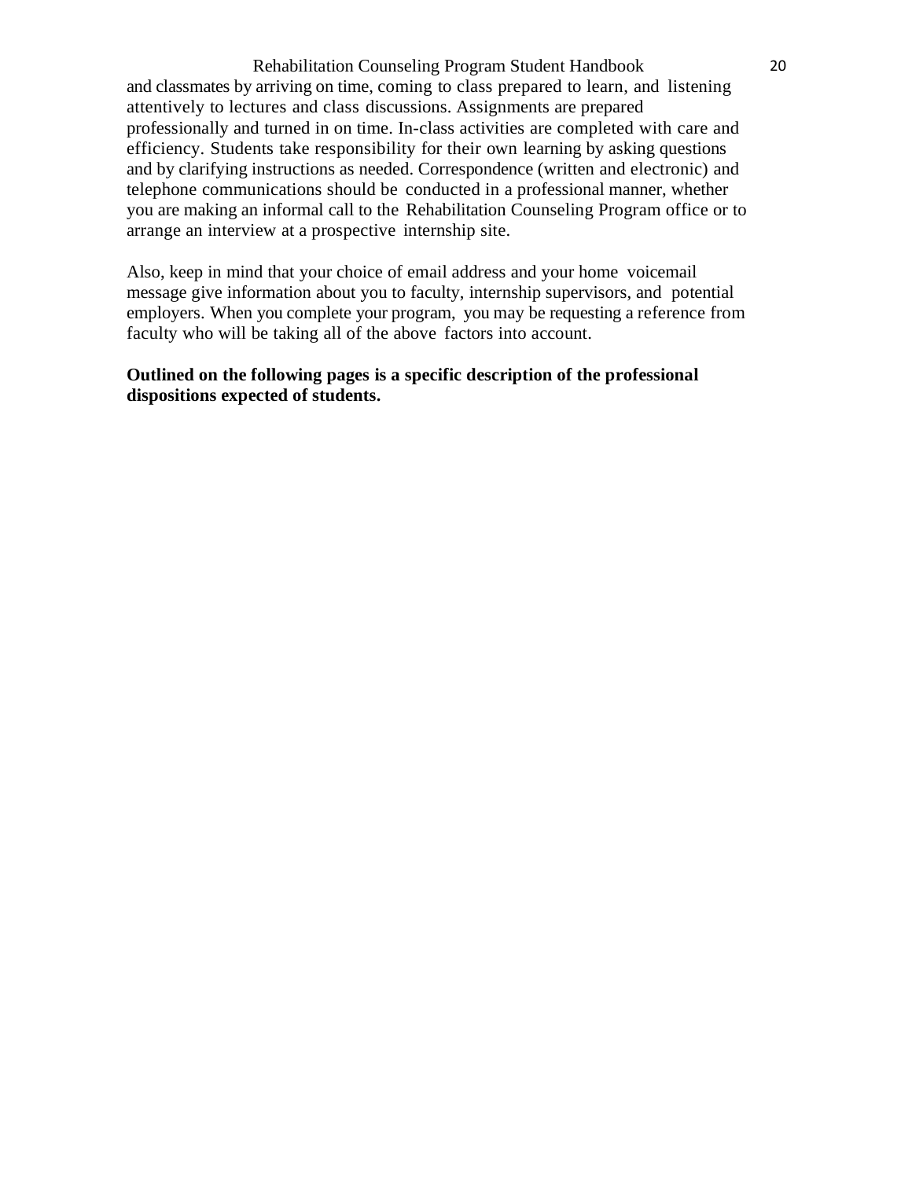and classmates by arriving on time, coming to class prepared to learn, and listening attentively to lectures and class discussions. Assignments are prepared professionally and turned in on time. In-class activities are completed with care and efficiency. Students take responsibility for their own learning by asking questions and by clarifying instructions as needed. Correspondence (written and electronic) and telephone communications should be conducted in a professional manner, whether you are making an informal call to the Rehabilitation Counseling Program office or to arrange an interview at a prospective internship site.

Also, keep in mind that your choice of email address and your home voicemail message give information about you to faculty, internship supervisors, and potential employers. When you complete your program, you may be requesting a reference from faculty who will be taking all of the above factors into account.

**Outlined on the following pages is a specific description of the professional dispositions expected of students.**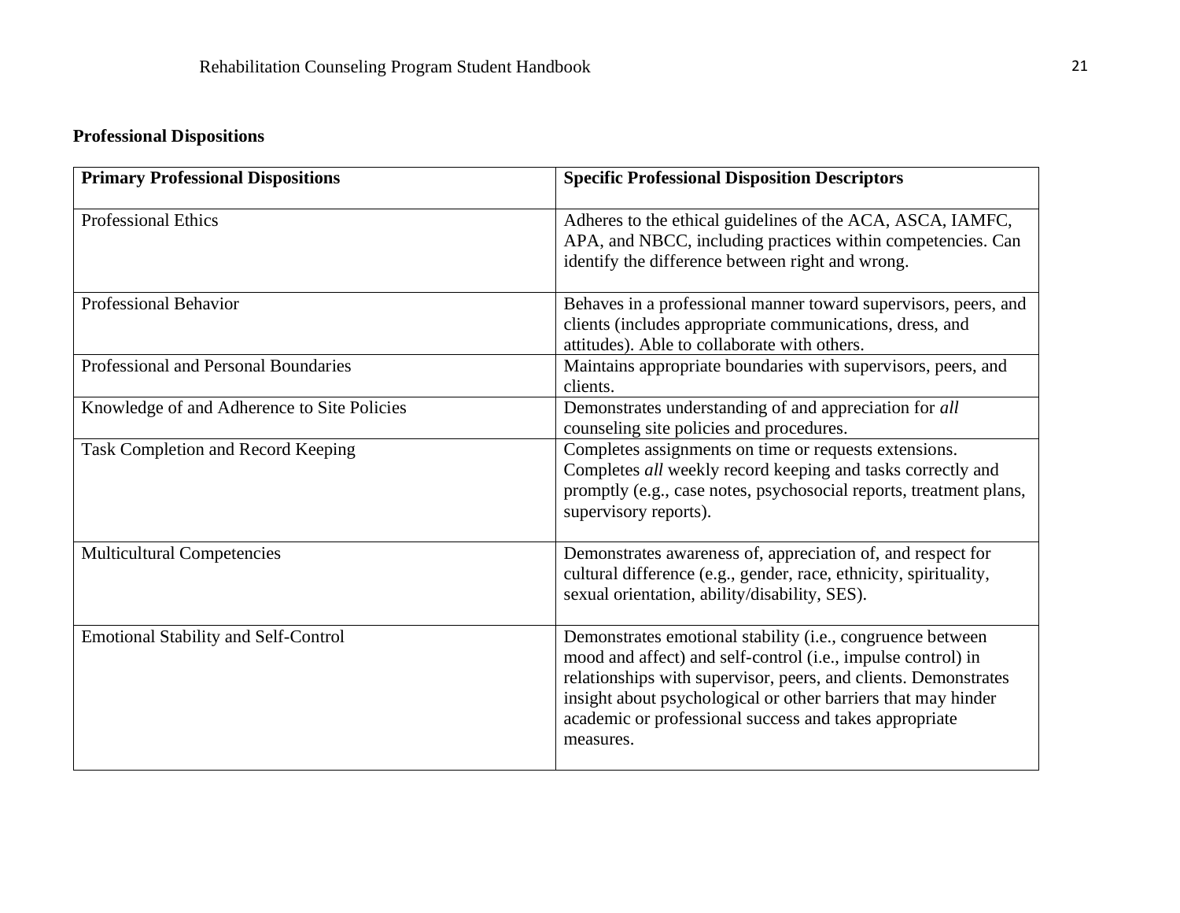**Professional Dispositions**

| **Primary Professional Dispositions** | **Specific Professional Disposition Descriptors** |
| --- | --- |
| Professional Ethics | Adheres to the ethical guidelines of the ACA, ASCA, IAMFC, APA, and NBCC, including practices within competencies. Can identify the difference between right and wrong. |
| Professional Behavior | Behaves in a professional manner toward supervisors, peers, and clients (includes appropriate communications, dress, and attitudes). Able to collaborate with others. |
| Professional and Personal Boundaries | Maintains appropriate boundaries with supervisors, peers, and clients. |
| Knowledge of and Adherence to Site Policies | Demonstrates understanding of and appreciation for *all* counseling site policies and procedures. |
| Task Completion and Record Keeping | Completes assignments on time or requests extensions. Completes *all* weekly record keeping and tasks correctly and promptly (e.g., case notes, psychosocial reports, treatment plans, supervisory reports). |
| Multicultural Competencies | Demonstrates awareness of, appreciation of, and respect for cultural difference (e.g., gender, race, ethnicity, spirituality, sexual orientation, ability/disability, SES). |
| Emotional Stability and Self-Control | Demonstrates emotional stability (i.e., congruence between mood and affect) and self-control (i.e., impulse control) in relationships with supervisor, peers, and clients. Demonstrates insight about psychological or other barriers that may hinder academic or professional success and takes appropriate measures. |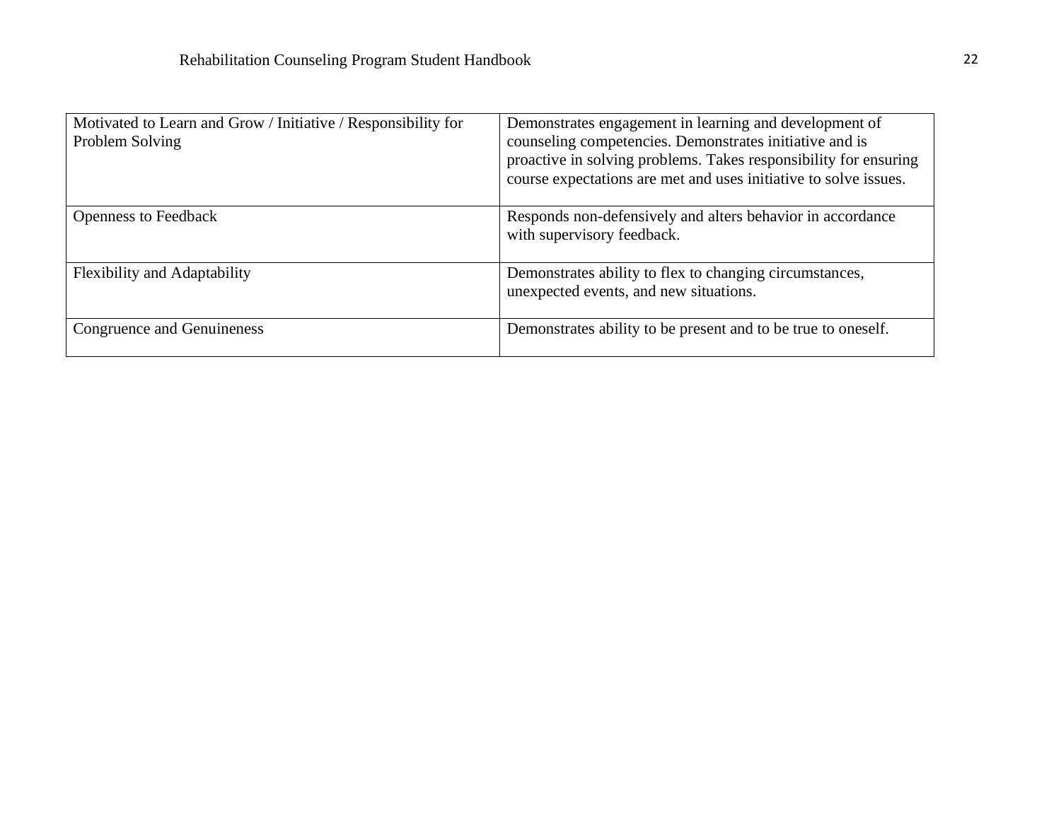| | |
|---|---|
| Motivated to Learn and Grow / Initiative / Responsibility for Problem Solving | Demonstrates engagement in learning and development of counseling competencies. Demonstrates initiative and is proactive in solving problems. Takes responsibility for ensuring course expectations are met and uses initiative to solve issues. |
| Openness to Feedback | Responds non-defensively and alters behavior in accordance with supervisory feedback. |
| Flexibility and Adaptability | Demonstrates ability to flex to changing circumstances, unexpected events, and new situations. |
| Congruence and Genuineness | Demonstrates ability to be present and to be true to oneself. |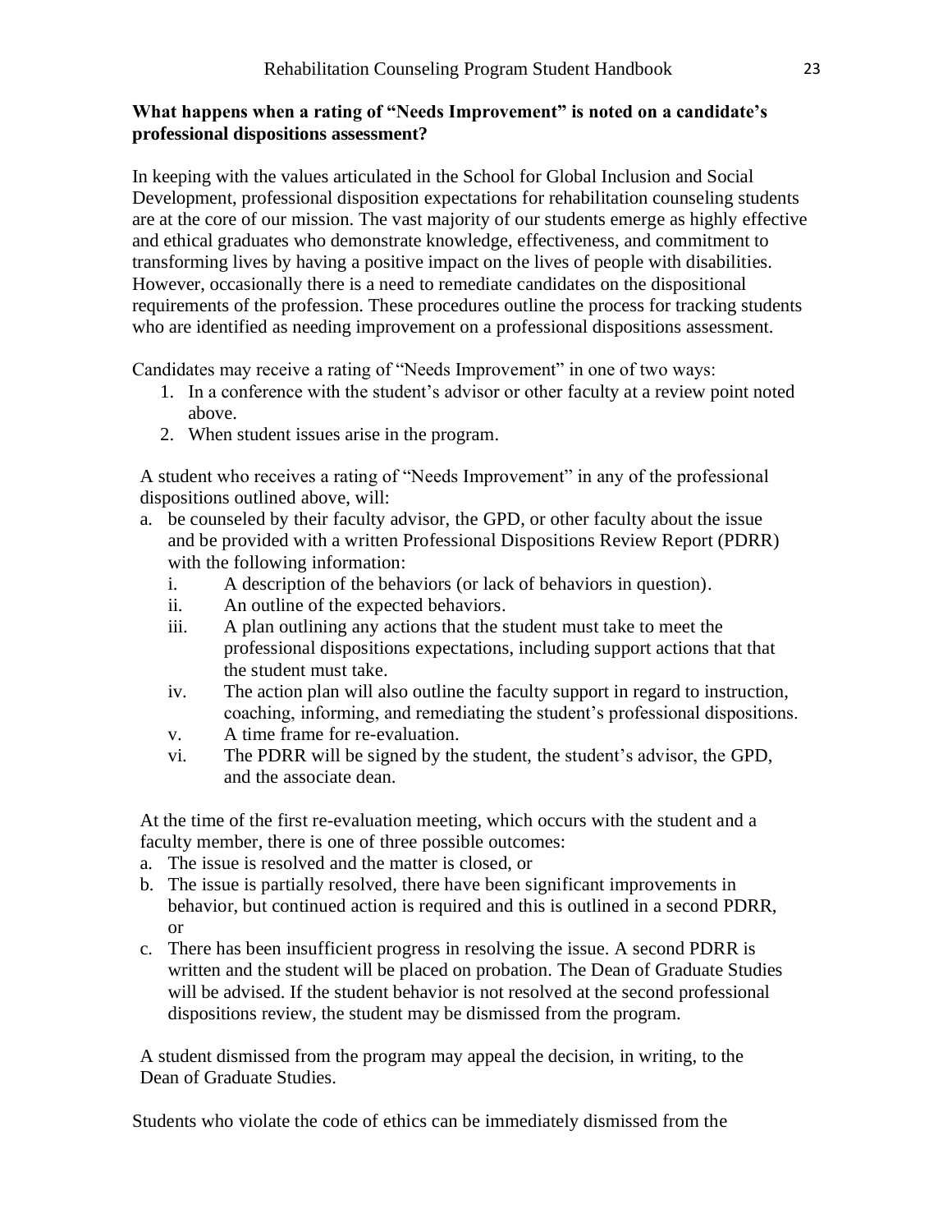**What happens when a rating of "Needs Improvement" is noted on a candidate's professional dispositions assessment?**

In keeping with the values articulated in the School for Global Inclusion and Social Development, professional disposition expectations for rehabilitation counseling students are at the core of our mission. The vast majority of our students emerge as highly effective and ethical graduates who demonstrate knowledge, effectiveness, and commitment to transforming lives by having a positive impact on the lives of people with disabilities. However, occasionally there is a need to remediate candidates on the dispositional requirements of the profession. These procedures outline the process for tracking students who are identified as needing improvement on a professional dispositions assessment.

Candidates may receive a rating of "Needs Improvement" in one of two ways:

1. In a conference with the student's advisor or other faculty at a review point noted above.
2. When student issues arise in the program.

A student who receives a rating of "Needs Improvement" in any of the professional dispositions outlined above, will:

a. be counseled by their faculty advisor, the GPD, or other faculty about the issue and be provided with a written Professional Dispositions Review Report (PDRR) with the following information:
    i. A description of the behaviors (or lack of behaviors in question).
    ii. An outline of the expected behaviors.
    iii. A plan outlining any actions that the student must take to meet the professional dispositions expectations, including support actions that that the student must take.
    iv. The action plan will also outline the faculty support in regard to instruction, coaching, informing, and remediating the student's professional dispositions.
    v. A time frame for re-evaluation.
    vi. The PDRR will be signed by the student, the student's advisor, the GPD, and the associate dean.

At the time of the first re-evaluation meeting, which occurs with the student and a faculty member, there is one of three possible outcomes:

a. The issue is resolved and the matter is closed, or
b. The issue is partially resolved, there have been significant improvements in behavior, but continued action is required and this is outlined in a second PDRR, or
c. There has been insufficient progress in resolving the issue. A second PDRR is written and the student will be placed on probation. The Dean of Graduate Studies will be advised. If the student behavior is not resolved at the second professional dispositions review, the student may be dismissed from the program.

A student dismissed from the program may appeal the decision, in writing, to the Dean of Graduate Studies.

Students who violate the code of ethics can be immediately dismissed from the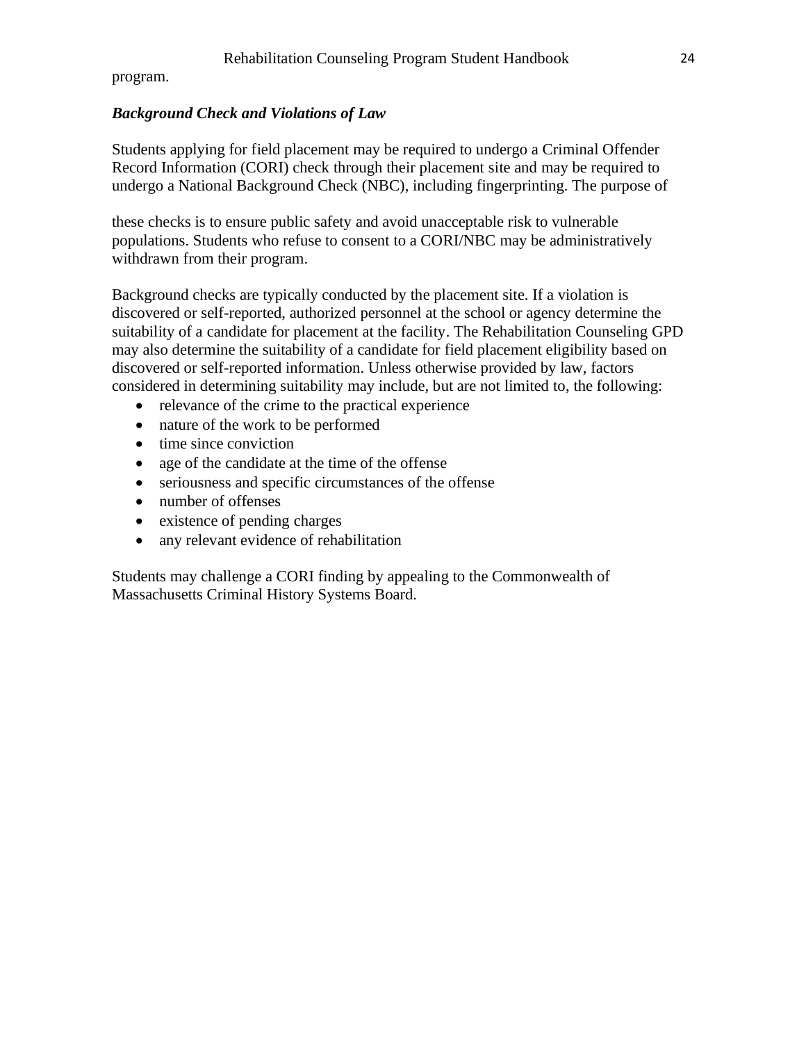program.

### *Background Check and Violations of Law*

Students applying for field placement may be required to undergo a Criminal Offender Record Information (CORI) check through their placement site and may be required to undergo a National Background Check (NBC), including fingerprinting. The purpose of these checks is to ensure public safety and avoid unacceptable risk to vulnerable populations. Students who refuse to consent to a CORI/NBC may be administratively withdrawn from their program.

Background checks are typically conducted by the placement site. If a violation is discovered or self-reported, authorized personnel at the school or agency determine the suitability of a candidate for placement at the facility. The Rehabilitation Counseling GPD may also determine the suitability of a candidate for field placement eligibility based on discovered or self-reported information. Unless otherwise provided by law, factors considered in determining suitability may include, but are not limited to, the following:

- relevance of the crime to the practical experience
- nature of the work to be performed
- time since conviction
- age of the candidate at the time of the offense
- seriousness and specific circumstances of the offense
- number of offenses
- existence of pending charges
- any relevant evidence of rehabilitation

Students may challenge a CORI finding by appealing to the Commonwealth of Massachusetts Criminal History Systems Board.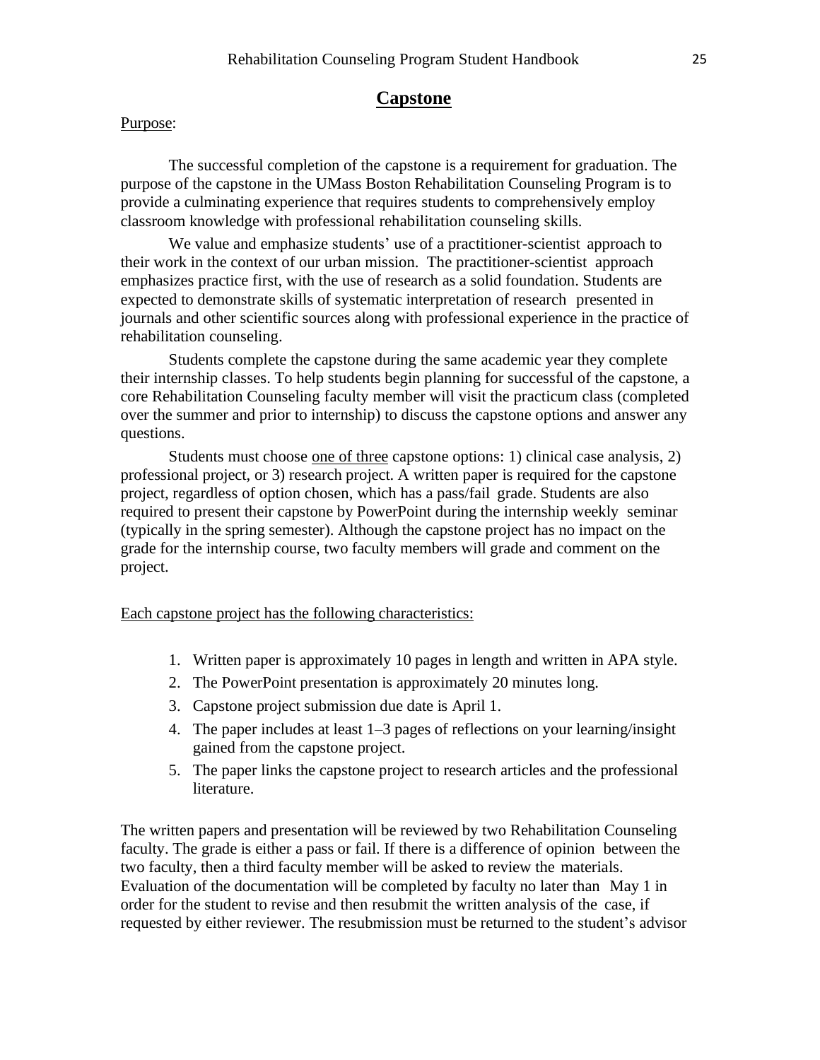## Capstone

Purpose:

The successful completion of the capstone is a requirement for graduation. The purpose of the capstone in the UMass Boston Rehabilitation Counseling Program is to provide a culminating experience that requires students to comprehensively employ classroom knowledge with professional rehabilitation counseling skills.

We value and emphasize students' use of a practitioner-scientist approach to their work in the context of our urban mission. The practitioner-scientist approach emphasizes practice first, with the use of research as a solid foundation. Students are expected to demonstrate skills of systematic interpretation of research presented in journals and other scientific sources along with professional experience in the practice of rehabilitation counseling.

Students complete the capstone during the same academic year they complete their internship classes. To help students begin planning for successful of the capstone, a core Rehabilitation Counseling faculty member will visit the practicum class (completed over the summer and prior to internship) to discuss the capstone options and answer any questions.

Students must choose one of three capstone options: 1) clinical case analysis, 2) professional project, or 3) research project. A written paper is required for the capstone project, regardless of option chosen, which has a pass/fail grade. Students are also required to present their capstone by PowerPoint during the internship weekly seminar (typically in the spring semester). Although the capstone project has no impact on the grade for the internship course, two faculty members will grade and comment on the project.

Each capstone project has the following characteristics:

1. Written paper is approximately 10 pages in length and written in APA style.
2. The PowerPoint presentation is approximately 20 minutes long.
3. Capstone project submission due date is April 1.
4. The paper includes at least 1–3 pages of reflections on your learning/insight gained from the capstone project.
5. The paper links the capstone project to research articles and the professional literature.

The written papers and presentation will be reviewed by two Rehabilitation Counseling faculty. The grade is either a pass or fail. If there is a difference of opinion between the two faculty, then a third faculty member will be asked to review the materials. Evaluation of the documentation will be completed by faculty no later than May 1 in order for the student to revise and then resubmit the written analysis of the case, if requested by either reviewer. The resubmission must be returned to the student's advisor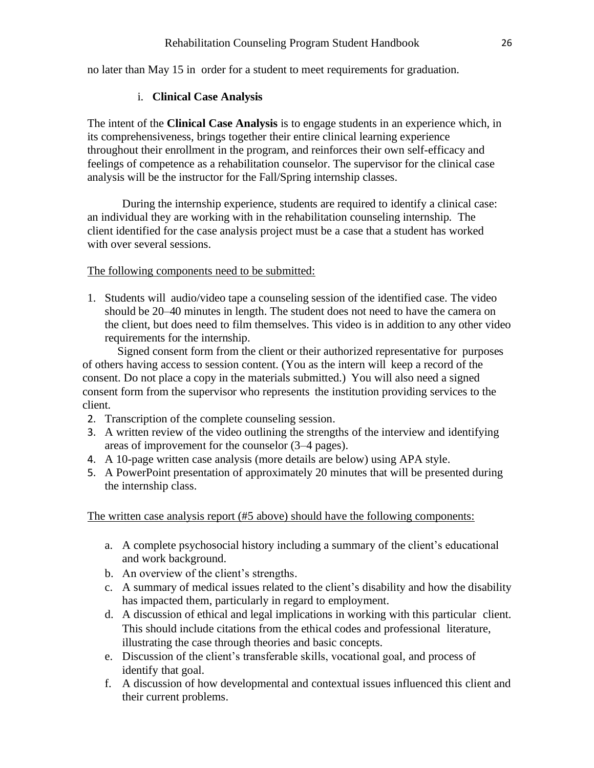no later than May 15 in order for a student to meet requirements for graduation.

i. **Clinical Case Analysis**

The intent of the **Clinical Case Analysis** is to engage students in an experience which, in its comprehensiveness, brings together their entire clinical learning experience throughout their enrollment in the program, and reinforces their own self-efficacy and feelings of competence as a rehabilitation counselor. The supervisor for the clinical case analysis will be the instructor for the Fall/Spring internship classes.

During the internship experience, students are required to identify a clinical case: an individual they are working with in the rehabilitation counseling internship. The client identified for the case analysis project must be a case that a student has worked with over several sessions.

<u>The following components need to be submitted:</u>

1. Students will audio/video tape a counseling session of the identified case. The video should be 20–40 minutes in length. The student does not need to have the camera on the client, but does need to film themselves. This video is in addition to any other video requirements for the internship.

   Signed consent form from the client or their authorized representative for purposes of others having access to session content. (You as the intern will keep a record of the consent. Do not place a copy in the materials submitted.) You will also need a signed consent form from the supervisor who represents the institution providing services to the client.
2. Transcription of the complete counseling session.
3. A written review of the video outlining the strengths of the interview and identifying areas of improvement for the counselor (3–4 pages).
4. A 10-page written case analysis (more details are below) using APA style.
5. A PowerPoint presentation of approximately 20 minutes that will be presented during the internship class.

<u>The written case analysis report (#5 above) should have the following components:</u>

a. A complete psychosocial history including a summary of the client's educational and work background.
b. An overview of the client's strengths.
c. A summary of medical issues related to the client's disability and how the disability has impacted them, particularly in regard to employment.
d. A discussion of ethical and legal implications in working with this particular client. This should include citations from the ethical codes and professional literature, illustrating the case through theories and basic concepts.
e. Discussion of the client's transferable skills, vocational goal, and process of identify that goal.
f. A discussion of how developmental and contextual issues influenced this client and their current problems.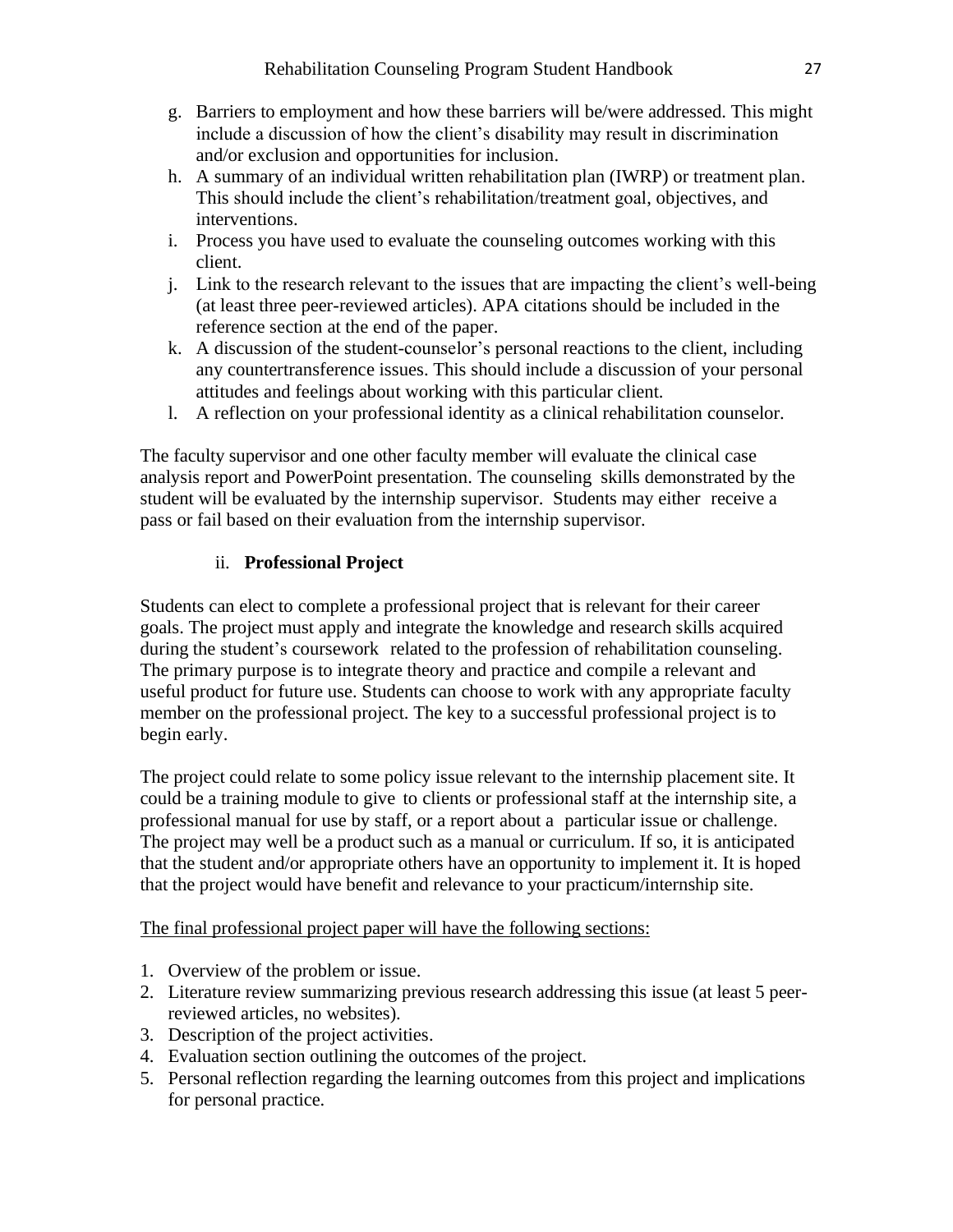g. Barriers to employment and how these barriers will be/were addressed. This might include a discussion of how the client's disability may result in discrimination and/or exclusion and opportunities for inclusion.
h. A summary of an individual written rehabilitation plan (IWRP) or treatment plan. This should include the client's rehabilitation/treatment goal, objectives, and interventions.
i. Process you have used to evaluate the counseling outcomes working with this client.
j. Link to the research relevant to the issues that are impacting the client's well-being (at least three peer-reviewed articles). APA citations should be included in the reference section at the end of the paper.
k. A discussion of the student-counselor's personal reactions to the client, including any countertransference issues. This should include a discussion of your personal attitudes and feelings about working with this particular client.
l. A reflection on your professional identity as a clinical rehabilitation counselor.

The faculty supervisor and one other faculty member will evaluate the clinical case analysis report and PowerPoint presentation. The counseling skills demonstrated by the student will be evaluated by the internship supervisor. Students may either receive a pass or fail based on their evaluation from the internship supervisor.

### ii. **Professional Project**

Students can elect to complete a professional project that is relevant for their career goals. The project must apply and integrate the knowledge and research skills acquired during the student's coursework related to the profession of rehabilitation counseling. The primary purpose is to integrate theory and practice and compile a relevant and useful product for future use. Students can choose to work with any appropriate faculty member on the professional project. The key to a successful professional project is to begin early.

The project could relate to some policy issue relevant to the internship placement site. It could be a training module to give to clients or professional staff at the internship site, a professional manual for use by staff, or a report about a particular issue or challenge. The project may well be a product such as a manual or curriculum. If so, it is anticipated that the student and/or appropriate others have an opportunity to implement it. It is hoped that the project would have benefit and relevance to your practicum/internship site.

<u>The final professional project paper will have the following sections:</u>

1. Overview of the problem or issue.
2. Literature review summarizing previous research addressing this issue (at least 5 peer-reviewed articles, no websites).
3. Description of the project activities.
4. Evaluation section outlining the outcomes of the project.
5. Personal reflection regarding the learning outcomes from this project and implications for personal practice.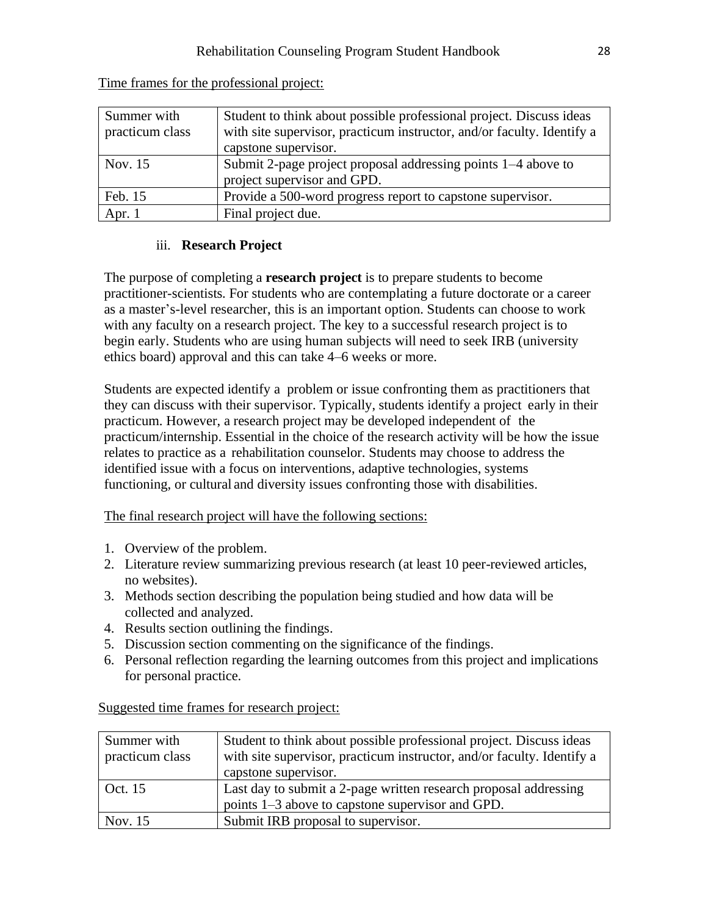Time frames for the professional project:

| | |
|---|---|
| Summer with practicum class | Student to think about possible professional project. Discuss ideas with site supervisor, practicum instructor, and/or faculty. Identify a capstone supervisor. |
| Nov. 15 | Submit 2-page project proposal addressing points 1–4 above to project supervisor and GPD. |
| Feb. 15 | Provide a 500-word progress report to capstone supervisor. |
| Apr. 1 | Final project due. |

### iii. **Research Project**

The purpose of completing a **research project** is to prepare students to become practitioner-scientists. For students who are contemplating a future doctorate or a career as a master's-level researcher, this is an important option. Students can choose to work with any faculty on a research project. The key to a successful research project is to begin early. Students who are using human subjects will need to seek IRB (university ethics board) approval and this can take 4–6 weeks or more.

Students are expected identify a problem or issue confronting them as practitioners that they can discuss with their supervisor. Typically, students identify a project early in their practicum. However, a research project may be developed independent of the practicum/internship. Essential in the choice of the research activity will be how the issue relates to practice as a rehabilitation counselor. Students may choose to address the identified issue with a focus on interventions, adaptive technologies, systems functioning, or cultural and diversity issues confronting those with disabilities.

The final research project will have the following sections:

1. Overview of the problem.
2. Literature review summarizing previous research (at least 10 peer-reviewed articles, no websites).
3. Methods section describing the population being studied and how data will be collected and analyzed.
4. Results section outlining the findings.
5. Discussion section commenting on the significance of the findings.
6. Personal reflection regarding the learning outcomes from this project and implications for personal practice.

Suggested time frames for research project:

| | |
|---|---|
| Summer with practicum class | Student to think about possible professional project. Discuss ideas with site supervisor, practicum instructor, and/or faculty. Identify a capstone supervisor. |
| Oct. 15 | Last day to submit a 2-page written research proposal addressing points 1–3 above to capstone supervisor and GPD. |
| Nov. 15 | Submit IRB proposal to supervisor. |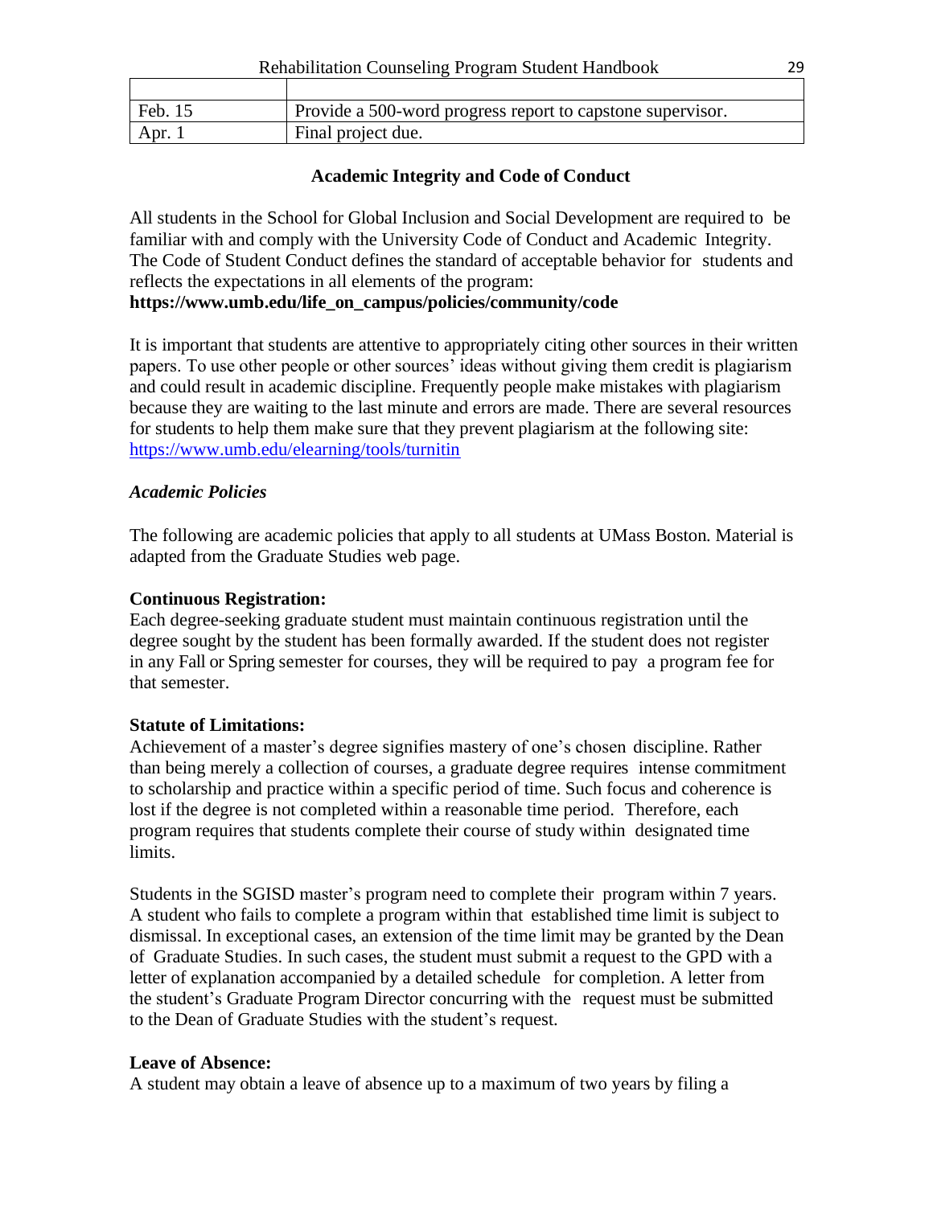| | |
|---|---|
| Feb. 15 | Provide a 500-word progress report to capstone supervisor. |
| Apr. 1 | Final project due. |

## Academic Integrity and Code of Conduct

All students in the School for Global Inclusion and Social Development are required to be familiar with and comply with the University Code of Conduct and Academic Integrity. The Code of Student Conduct defines the standard of acceptable behavior for students and reflects the expectations in all elements of the program:
**https://www.umb.edu/life_on_campus/policies/community/code**

It is important that students are attentive to appropriately citing other sources in their written papers. To use other people or other sources' ideas without giving them credit is plagiarism and could result in academic discipline. Frequently people make mistakes with plagiarism because they are waiting to the last minute and errors are made. There are several resources for students to help them make sure that they prevent plagiarism at the following site: https://www.umb.edu/elearning/tools/turnitin

### *Academic Policies*

The following are academic policies that apply to all students at UMass Boston. Material is adapted from the Graduate Studies web page.

**Continuous Registration:**
Each degree-seeking graduate student must maintain continuous registration until the degree sought by the student has been formally awarded. If the student does not register in any Fall or Spring semester for courses, they will be required to pay a program fee for that semester.

**Statute of Limitations:**
Achievement of a master's degree signifies mastery of one's chosen discipline. Rather than being merely a collection of courses, a graduate degree requires intense commitment to scholarship and practice within a specific period of time. Such focus and coherence is lost if the degree is not completed within a reasonable time period. Therefore, each program requires that students complete their course of study within designated time limits.

Students in the SGISD master's program need to complete their program within 7 years. A student who fails to complete a program within that established time limit is subject to dismissal. In exceptional cases, an extension of the time limit may be granted by the Dean of Graduate Studies. In such cases, the student must submit a request to the GPD with a letter of explanation accompanied by a detailed schedule for completion. A letter from the student's Graduate Program Director concurring with the request must be submitted to the Dean of Graduate Studies with the student's request.

**Leave of Absence:**
A student may obtain a leave of absence up to a maximum of two years by filing a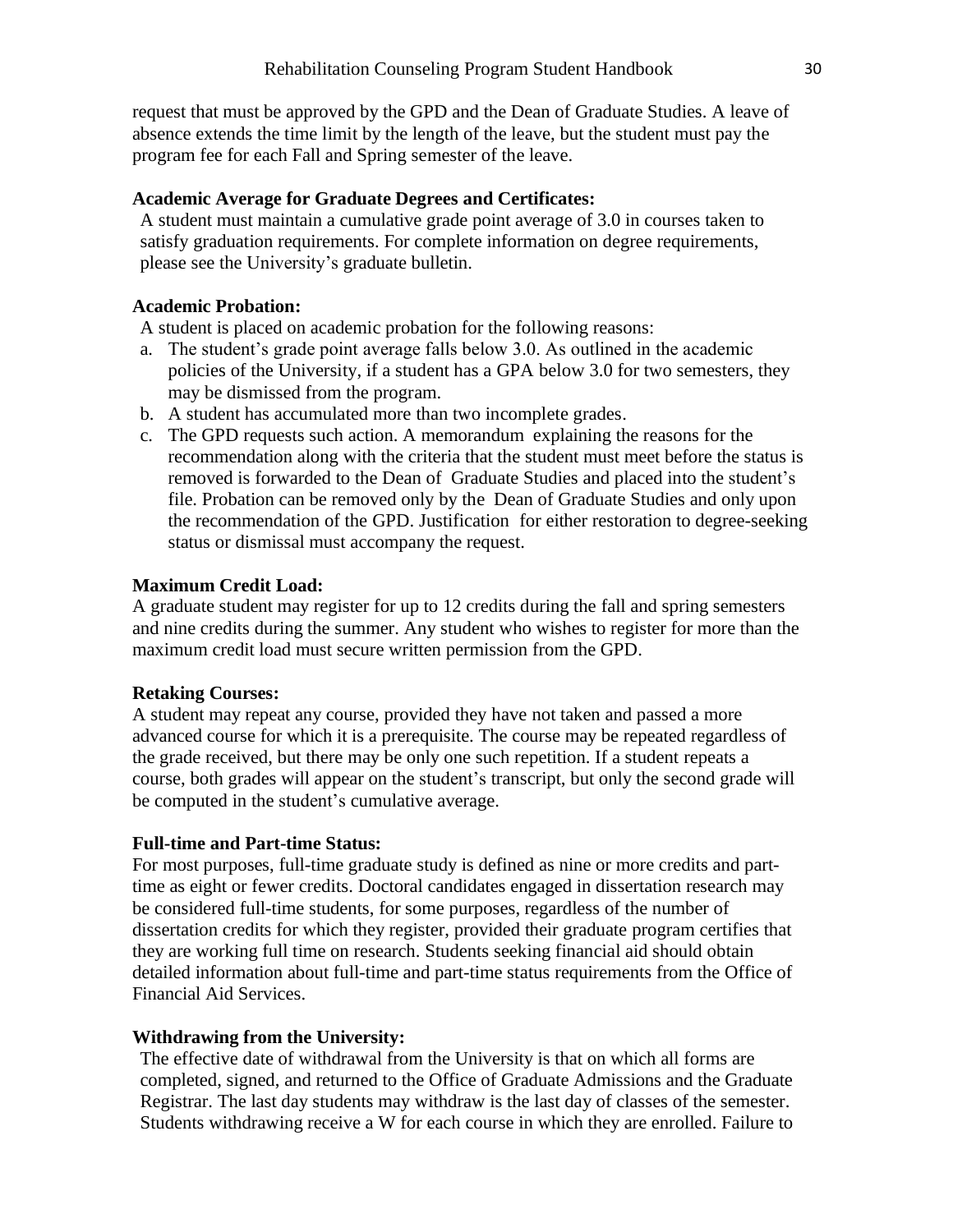request that must be approved by the GPD and the Dean of Graduate Studies. A leave of absence extends the time limit by the length of the leave, but the student must pay the program fee for each Fall and Spring semester of the leave.

**Academic Average for Graduate Degrees and Certificates:**

A student must maintain a cumulative grade point average of 3.0 in courses taken to satisfy graduation requirements. For complete information on degree requirements, please see the University's graduate bulletin.

**Academic Probation:**

A student is placed on academic probation for the following reasons:

a. The student's grade point average falls below 3.0. As outlined in the academic policies of the University, if a student has a GPA below 3.0 for two semesters, they may be dismissed from the program.
b. A student has accumulated more than two incomplete grades.
c. The GPD requests such action. A memorandum explaining the reasons for the recommendation along with the criteria that the student must meet before the status is removed is forwarded to the Dean of Graduate Studies and placed into the student's file. Probation can be removed only by the Dean of Graduate Studies and only upon the recommendation of the GPD. Justification for either restoration to degree-seeking status or dismissal must accompany the request.

**Maximum Credit Load:**

A graduate student may register for up to 12 credits during the fall and spring semesters and nine credits during the summer. Any student who wishes to register for more than the maximum credit load must secure written permission from the GPD.

**Retaking Courses:**

A student may repeat any course, provided they have not taken and passed a more advanced course for which it is a prerequisite. The course may be repeated regardless of the grade received, but there may be only one such repetition. If a student repeats a course, both grades will appear on the student's transcript, but only the second grade will be computed in the student's cumulative average.

**Full-time and Part-time Status:**

For most purposes, full-time graduate study is defined as nine or more credits and part-time as eight or fewer credits. Doctoral candidates engaged in dissertation research may be considered full-time students, for some purposes, regardless of the number of dissertation credits for which they register, provided their graduate program certifies that they are working full time on research. Students seeking financial aid should obtain detailed information about full-time and part-time status requirements from the Office of Financial Aid Services.

**Withdrawing from the University:**

The effective date of withdrawal from the University is that on which all forms are completed, signed, and returned to the Office of Graduate Admissions and the Graduate Registrar. The last day students may withdraw is the last day of classes of the semester. Students withdrawing receive a W for each course in which they are enrolled. Failure to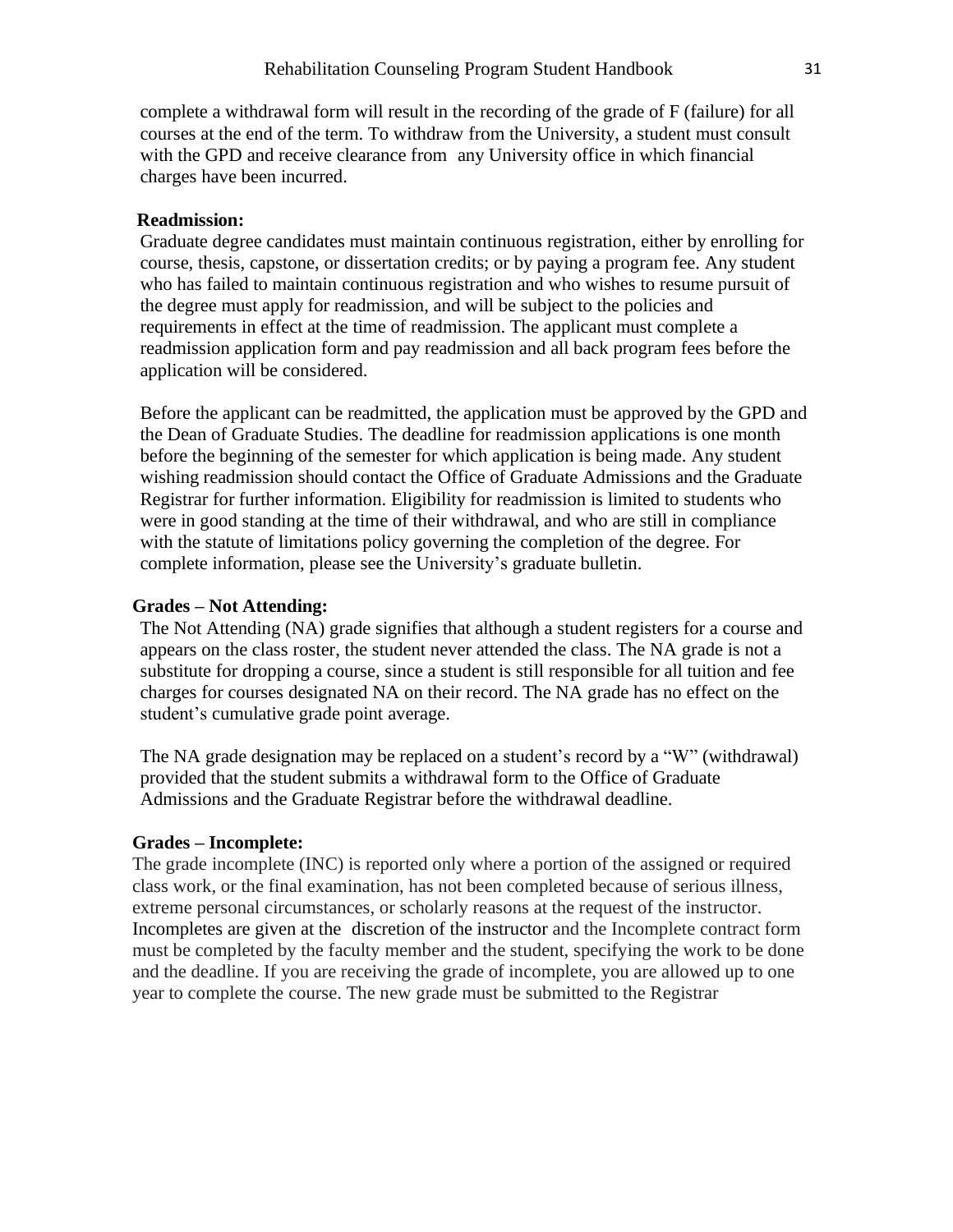complete a withdrawal form will result in the recording of the grade of F (failure) for all courses at the end of the term. To withdraw from the University, a student must consult with the GPD and receive clearance from any University office in which financial charges have been incurred.

**Readmission:**

Graduate degree candidates must maintain continuous registration, either by enrolling for course, thesis, capstone, or dissertation credits; or by paying a program fee. Any student who has failed to maintain continuous registration and who wishes to resume pursuit of the degree must apply for readmission, and will be subject to the policies and requirements in effect at the time of readmission. The applicant must complete a readmission application form and pay readmission and all back program fees before the application will be considered.

Before the applicant can be readmitted, the application must be approved by the GPD and the Dean of Graduate Studies. The deadline for readmission applications is one month before the beginning of the semester for which application is being made. Any student wishing readmission should contact the Office of Graduate Admissions and the Graduate Registrar for further information. Eligibility for readmission is limited to students who were in good standing at the time of their withdrawal, and who are still in compliance with the statute of limitations policy governing the completion of the degree. For complete information, please see the University's graduate bulletin.

**Grades – Not Attending:**

The Not Attending (NA) grade signifies that although a student registers for a course and appears on the class roster, the student never attended the class. The NA grade is not a substitute for dropping a course, since a student is still responsible for all tuition and fee charges for courses designated NA on their record. The NA grade has no effect on the student's cumulative grade point average.

The NA grade designation may be replaced on a student's record by a "W" (withdrawal) provided that the student submits a withdrawal form to the Office of Graduate Admissions and the Graduate Registrar before the withdrawal deadline.

**Grades – Incomplete:**

The grade incomplete (INC) is reported only where a portion of the assigned or required class work, or the final examination, has not been completed because of serious illness, extreme personal circumstances, or scholarly reasons at the request of the instructor. Incompletes are given at the discretion of the instructor and the Incomplete contract form must be completed by the faculty member and the student, specifying the work to be done and the deadline. If you are receiving the grade of incomplete, you are allowed up to one year to complete the course. The new grade must be submitted to the Registrar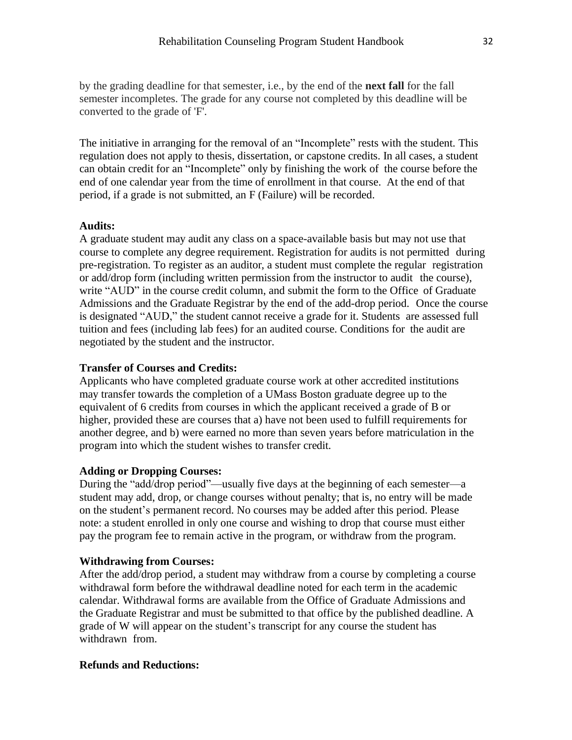by the grading deadline for that semester, i.e., by the end of the **next fall** for the fall semester incompletes. The grade for any course not completed by this deadline will be converted to the grade of 'F'.

The initiative in arranging for the removal of an "Incomplete" rests with the student. This regulation does not apply to thesis, dissertation, or capstone credits. In all cases, a student can obtain credit for an "Incomplete" only by finishing the work of the course before the end of one calendar year from the time of enrollment in that course. At the end of that period, if a grade is not submitted, an F (Failure) will be recorded.

**Audits:**

A graduate student may audit any class on a space-available basis but may not use that course to complete any degree requirement. Registration for audits is not permitted during pre-registration. To register as an auditor, a student must complete the regular registration or add/drop form (including written permission from the instructor to audit the course), write "AUD" in the course credit column, and submit the form to the Office of Graduate Admissions and the Graduate Registrar by the end of the add-drop period. Once the course is designated "AUD," the student cannot receive a grade for it. Students are assessed full tuition and fees (including lab fees) for an audited course. Conditions for the audit are negotiated by the student and the instructor.

**Transfer of Courses and Credits:**

Applicants who have completed graduate course work at other accredited institutions may transfer towards the completion of a UMass Boston graduate degree up to the equivalent of 6 credits from courses in which the applicant received a grade of B or higher, provided these are courses that a) have not been used to fulfill requirements for another degree, and b) were earned no more than seven years before matriculation in the program into which the student wishes to transfer credit.

**Adding or Dropping Courses:**

During the "add/drop period"—usually five days at the beginning of each semester—a student may add, drop, or change courses without penalty; that is, no entry will be made on the student's permanent record. No courses may be added after this period. Please note: a student enrolled in only one course and wishing to drop that course must either pay the program fee to remain active in the program, or withdraw from the program.

**Withdrawing from Courses:**

After the add/drop period, a student may withdraw from a course by completing a course withdrawal form before the withdrawal deadline noted for each term in the academic calendar. Withdrawal forms are available from the Office of Graduate Admissions and the Graduate Registrar and must be submitted to that office by the published deadline. A grade of W will appear on the student's transcript for any course the student has withdrawn from.

**Refunds and Reductions:**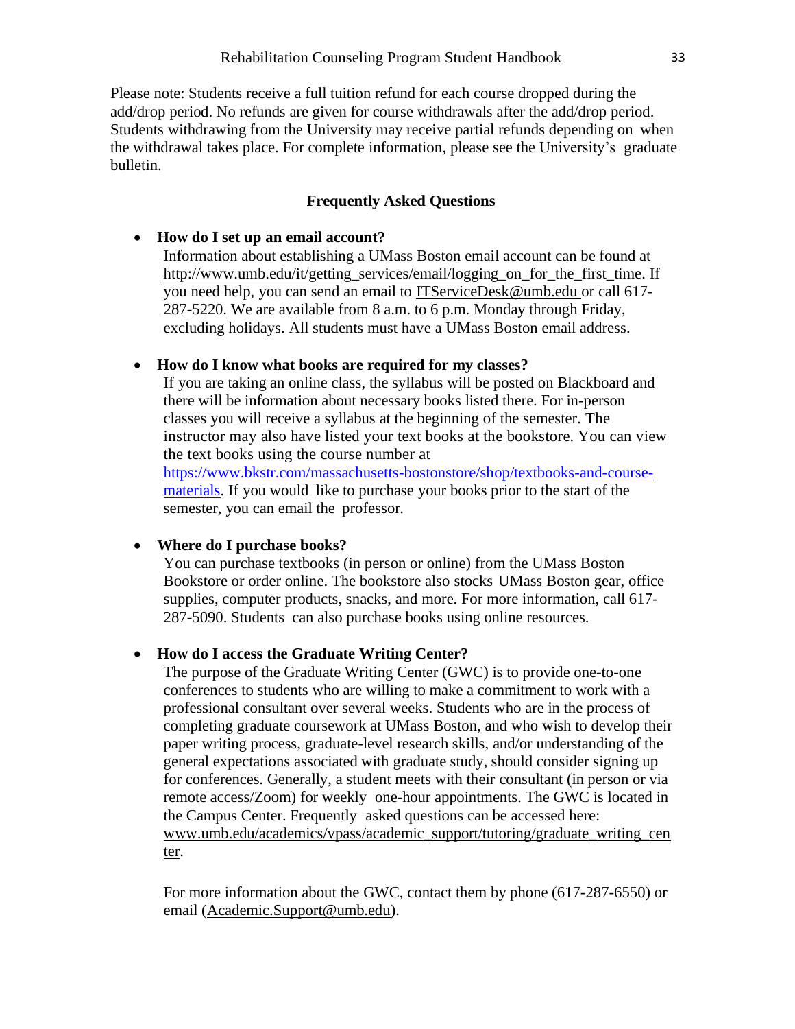Please note: Students receive a full tuition refund for each course dropped during the add/drop period. No refunds are given for course withdrawals after the add/drop period. Students withdrawing from the University may receive partial refunds depending on when the withdrawal takes place. For complete information, please see the University's graduate bulletin.

## Frequently Asked Questions

- **How do I set up an email account?**
  Information about establishing a UMass Boston email account can be found at http://www.umb.edu/it/getting_services/email/logging_on_for_the_first_time. If you need help, you can send an email to ITServiceDesk@umb.edu or call 617-287-5220. We are available from 8 a.m. to 6 p.m. Monday through Friday, excluding holidays. All students must have a UMass Boston email address.

- **How do I know what books are required for my classes?**
  If you are taking an online class, the syllabus will be posted on Blackboard and there will be information about necessary books listed there. For in-person classes you will receive a syllabus at the beginning of the semester. The instructor may also have listed your text books at the bookstore. You can view the text books using the course number at https://www.bkstr.com/massachusetts-bostonstore/shop/textbooks-and-course-materials. If you would like to purchase your books prior to the start of the semester, you can email the professor.

- **Where do I purchase books?**
  You can purchase textbooks (in person or online) from the UMass Boston Bookstore or order online. The bookstore also stocks UMass Boston gear, office supplies, computer products, snacks, and more. For more information, call 617-287-5090. Students can also purchase books using online resources.

- **How do I access the Graduate Writing Center?**
  The purpose of the Graduate Writing Center (GWC) is to provide one-to-one conferences to students who are willing to make a commitment to work with a professional consultant over several weeks. Students who are in the process of completing graduate coursework at UMass Boston, and who wish to develop their paper writing process, graduate-level research skills, and/or understanding of the general expectations associated with graduate study, should consider signing up for conferences. Generally, a student meets with their consultant (in person or via remote access/Zoom) for weekly one-hour appointments. The GWC is located in the Campus Center. Frequently asked questions can be accessed here: www.umb.edu/academics/vpass/academic_support/tutoring/graduate_writing_center.

  For more information about the GWC, contact them by phone (617-287-6550) or email (Academic.Support@umb.edu).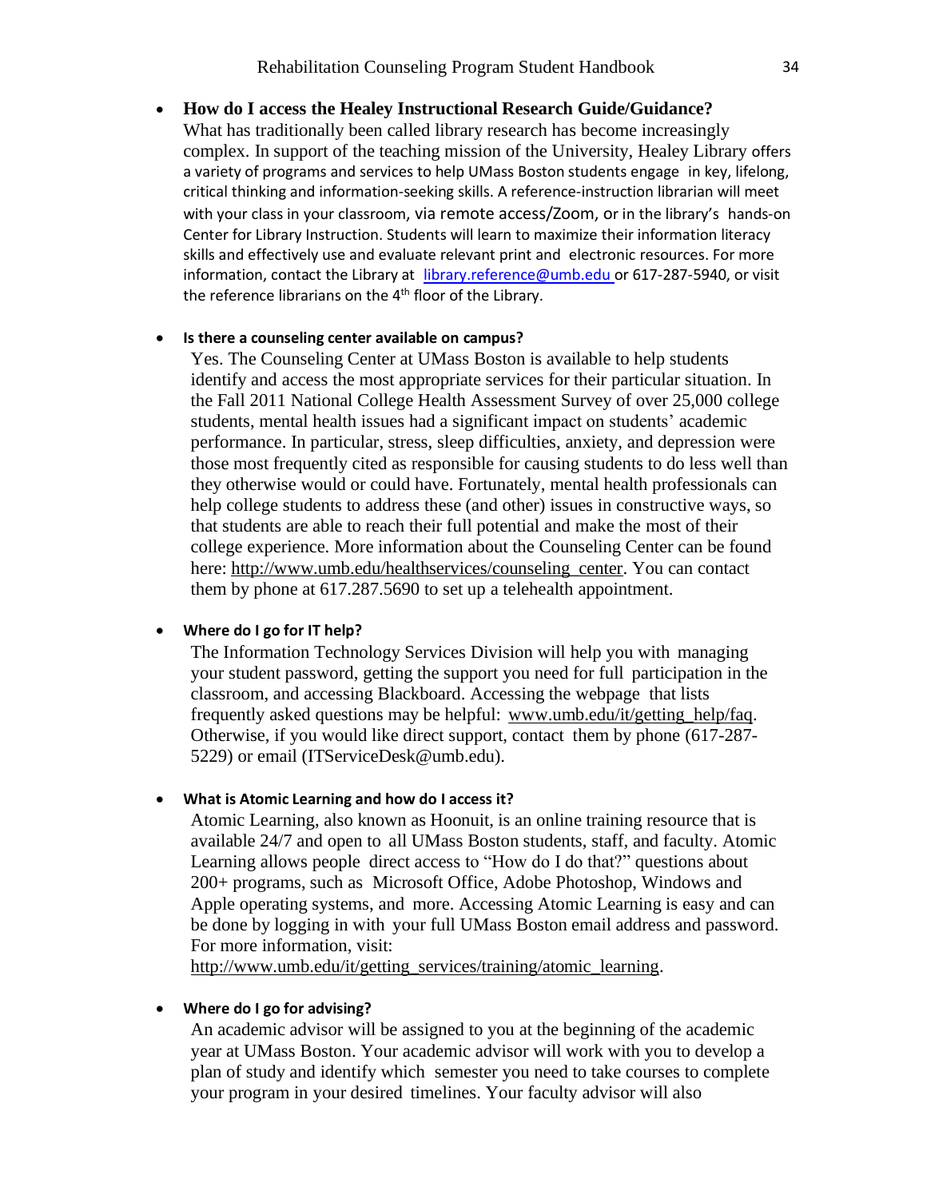- **How do I access the Healey Instructional Research Guide/Guidance?**
  What has traditionally been called library research has become increasingly complex. In support of the teaching mission of the University, Healey Library offers a variety of programs and services to help UMass Boston students engage in key, lifelong, critical thinking and information-seeking skills. A reference-instruction librarian will meet with your class in your classroom, via remote access/Zoom, or in the library's hands-on Center for Library Instruction. Students will learn to maximize their information literacy skills and effectively use and evaluate relevant print and electronic resources. For more information, contact the Library at library.reference@umb.edu or 617-287-5940, or visit the reference librarians on the 4th floor of the Library.

- **Is there a counseling center available on campus?**
  Yes. The Counseling Center at UMass Boston is available to help students identify and access the most appropriate services for their particular situation. In the Fall 2011 National College Health Assessment Survey of over 25,000 college students, mental health issues had a significant impact on students' academic performance. In particular, stress, sleep difficulties, anxiety, and depression were those most frequently cited as responsible for causing students to do less well than they otherwise would or could have. Fortunately, mental health professionals can help college students to address these (and other) issues in constructive ways, so that students are able to reach their full potential and make the most of their college experience. More information about the Counseling Center can be found here: http://www.umb.edu/healthservices/counseling_center. You can contact them by phone at 617.287.5690 to set up a telehealth appointment.

- **Where do I go for IT help?**
  The Information Technology Services Division will help you with managing your student password, getting the support you need for full participation in the classroom, and accessing Blackboard. Accessing the webpage that lists frequently asked questions may be helpful: www.umb.edu/it/getting_help/faq. Otherwise, if you would like direct support, contact them by phone (617-287-5229) or email (ITServiceDesk@umb.edu).

- **What is Atomic Learning and how do I access it?**
  Atomic Learning, also known as Hoonuit, is an online training resource that is available 24/7 and open to all UMass Boston students, staff, and faculty. Atomic Learning allows people direct access to "How do I do that?" questions about 200+ programs, such as Microsoft Office, Adobe Photoshop, Windows and Apple operating systems, and more. Accessing Atomic Learning is easy and can be done by logging in with your full UMass Boston email address and password. For more information, visit: http://www.umb.edu/it/getting_services/training/atomic_learning.

- **Where do I go for advising?**
  An academic advisor will be assigned to you at the beginning of the academic year at UMass Boston. Your academic advisor will work with you to develop a plan of study and identify which semester you need to take courses to complete your program in your desired timelines. Your faculty advisor will also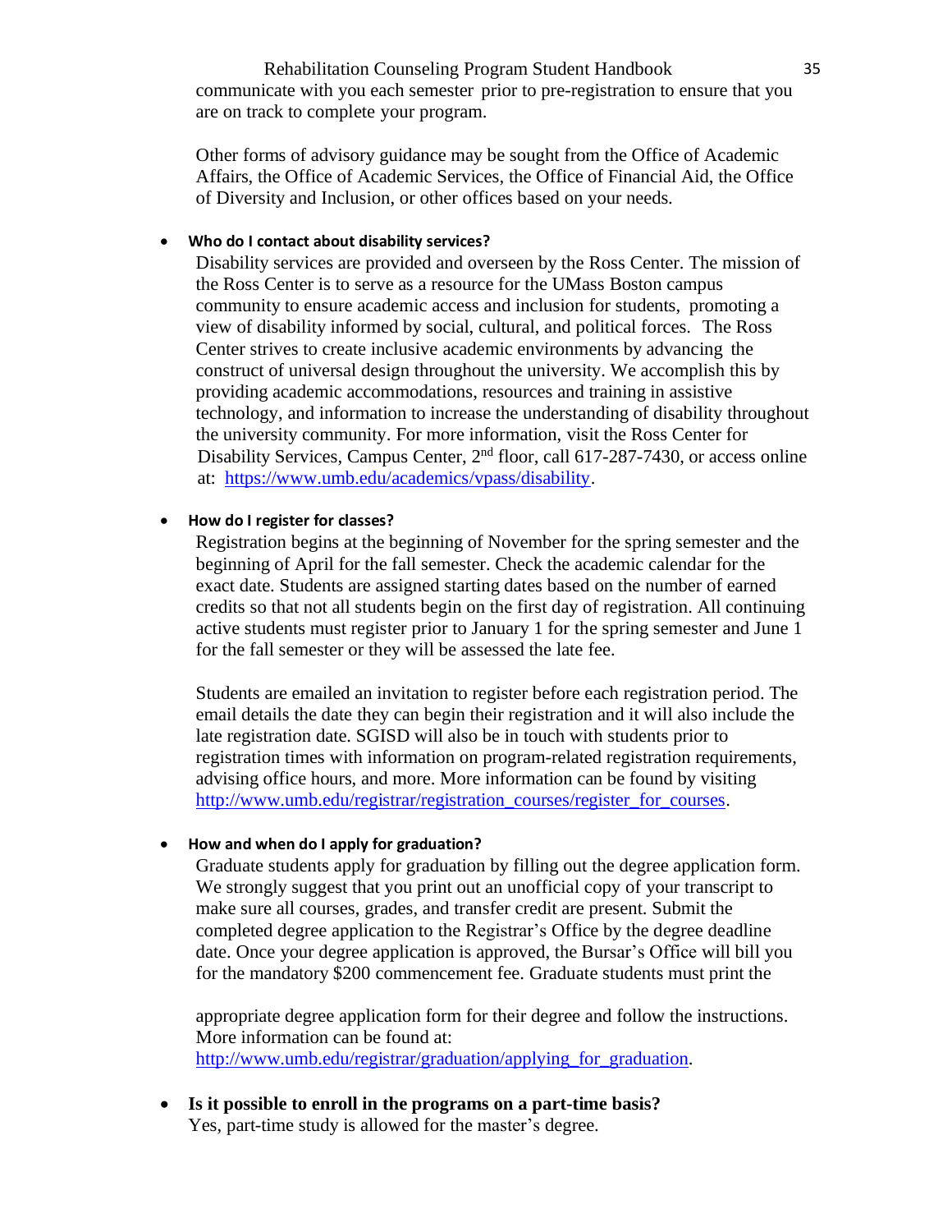communicate with you each semester prior to pre-registration to ensure that you are on track to complete your program.

Other forms of advisory guidance may be sought from the Office of Academic Affairs, the Office of Academic Services, the Office of Financial Aid, the Office of Diversity and Inclusion, or other offices based on your needs.

- **Who do I contact about disability services?**

  Disability services are provided and overseen by the Ross Center. The mission of the Ross Center is to serve as a resource for the UMass Boston campus community to ensure academic access and inclusion for students, promoting a view of disability informed by social, cultural, and political forces. The Ross Center strives to create inclusive academic environments by advancing the construct of universal design throughout the university. We accomplish this by providing academic accommodations, resources and training in assistive technology, and information to increase the understanding of disability throughout the university community. For more information, visit the Ross Center for Disability Services, Campus Center, 2nd floor, call 617-287-7430, or access online at: [https://www.umb.edu/academics/vpass/disability](https://www.umb.edu/academics/vpass/disability).

- **How do I register for classes?**

  Registration begins at the beginning of November for the spring semester and the beginning of April for the fall semester. Check the academic calendar for the exact date. Students are assigned starting dates based on the number of earned credits so that not all students begin on the first day of registration. All continuing active students must register prior to January 1 for the spring semester and June 1 for the fall semester or they will be assessed the late fee.

  Students are emailed an invitation to register before each registration period. The email details the date they can begin their registration and it will also include the late registration date. SGISD will also be in touch with students prior to registration times with information on program-related registration requirements, advising office hours, and more. More information can be found by visiting [http://www.umb.edu/registrar/registration_courses/register_for_courses](http://www.umb.edu/registrar/registration_courses/register_for_courses).

- **How and when do I apply for graduation?**

  Graduate students apply for graduation by filling out the degree application form. We strongly suggest that you print out an unofficial copy of your transcript to make sure all courses, grades, and transfer credit are present. Submit the completed degree application to the Registrar's Office by the degree deadline date. Once your degree application is approved, the Bursar's Office will bill you for the mandatory $200 commencement fee. Graduate students must print the appropriate degree application form for their degree and follow the instructions. More information can be found at: [http://www.umb.edu/registrar/graduation/applying_for_graduation](http://www.umb.edu/registrar/graduation/applying_for_graduation).

- **Is it possible to enroll in the programs on a part-time basis?**

  Yes, part-time study is allowed for the master's degree.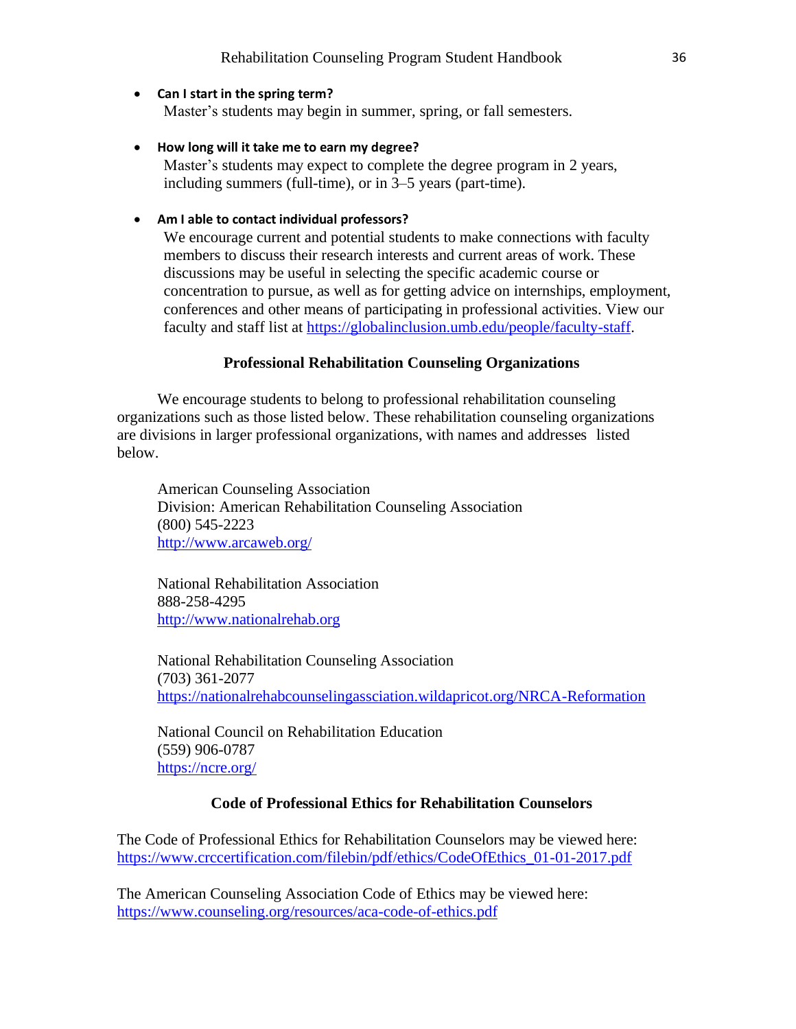- **Can I start in the spring term?**
  Master's students may begin in summer, spring, or fall semesters.

- **How long will it take me to earn my degree?**
  Master's students may expect to complete the degree program in 2 years, including summers (full-time), or in 3–5 years (part-time).

- **Am I able to contact individual professors?**
  We encourage current and potential students to make connections with faculty members to discuss their research interests and current areas of work. These discussions may be useful in selecting the specific academic course or concentration to pursue, as well as for getting advice on internships, employment, conferences and other means of participating in professional activities. View our faculty and staff list at https://globalinclusion.umb.edu/people/faculty-staff.

## Professional Rehabilitation Counseling Organizations

We encourage students to belong to professional rehabilitation counseling organizations such as those listed below. These rehabilitation counseling organizations are divisions in larger professional organizations, with names and addresses listed below.

American Counseling Association
Division: American Rehabilitation Counseling Association
(800) 545-2223
http://www.arcaweb.org/

National Rehabilitation Association
888-258-4295
http://www.nationalrehab.org

National Rehabilitation Counseling Association
(703) 361-2077
https://nationalrehabcounselingassciation.wildapricot.org/NRCA-Reformation

National Council on Rehabilitation Education
(559) 906-0787
https://ncre.org/

## Code of Professional Ethics for Rehabilitation Counselors

The Code of Professional Ethics for Rehabilitation Counselors may be viewed here:
https://www.crccertification.com/filebin/pdf/ethics/CodeOfEthics_01-01-2017.pdf

The American Counseling Association Code of Ethics may be viewed here:
https://www.counseling.org/resources/aca-code-of-ethics.pdf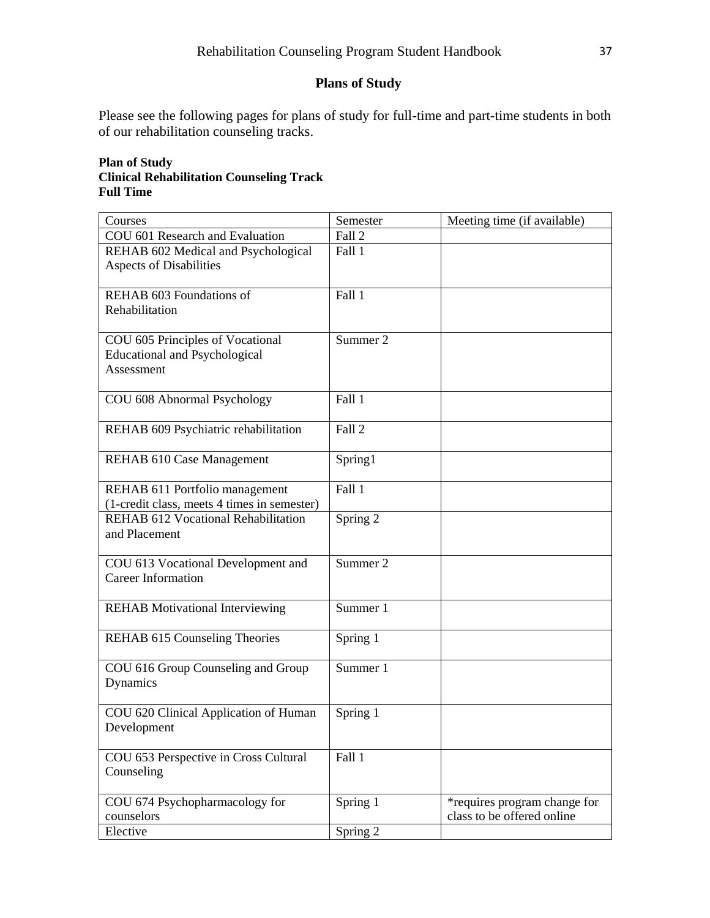## Plans of Study

Please see the following pages for plans of study for full-time and part-time students in both of our rehabilitation counseling tracks.

**Plan of Study**
**Clinical Rehabilitation Counseling Track**
**Full Time**

| Courses | Semester | Meeting time (if available) |
|---|---|---|
| COU 601 Research and Evaluation | Fall 2 | |
| REHAB 602 Medical and Psychological Aspects of Disabilities | Fall 1 | |
| REHAB 603 Foundations of Rehabilitation | Fall 1 | |
| COU 605 Principles of Vocational Educational and Psychological Assessment | Summer 2 | |
| COU 608 Abnormal Psychology | Fall 1 | |
| REHAB 609 Psychiatric rehabilitation | Fall 2 | |
| REHAB 610 Case Management | Spring1 | |
| REHAB 611 Portfolio management (1-credit class, meets 4 times in semester) | Fall 1 | |
| REHAB 612 Vocational Rehabilitation and Placement | Spring 2 | |
| COU 613 Vocational Development and Career Information | Summer 2 | |
| REHAB Motivational Interviewing | Summer 1 | |
| REHAB 615 Counseling Theories | Spring 1 | |
| COU 616 Group Counseling and Group Dynamics | Summer 1 | |
| COU 620 Clinical Application of Human Development | Spring 1 | |
| COU 653 Perspective in Cross Cultural Counseling | Fall 1 | |
| COU 674 Psychopharmacology for counselors | Spring 1 | *requires program change for class to be offered online |
| Elective | Spring 2 | |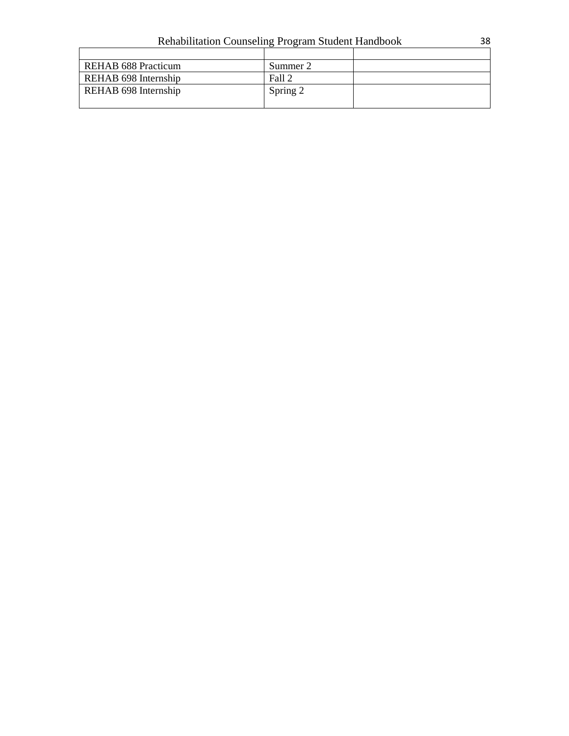| | | |
|---|---|---|
| REHAB 688 Practicum | Summer 2 | |
| REHAB 698 Internship | Fall 2 | |
| REHAB 698 Internship | Spring 2 | |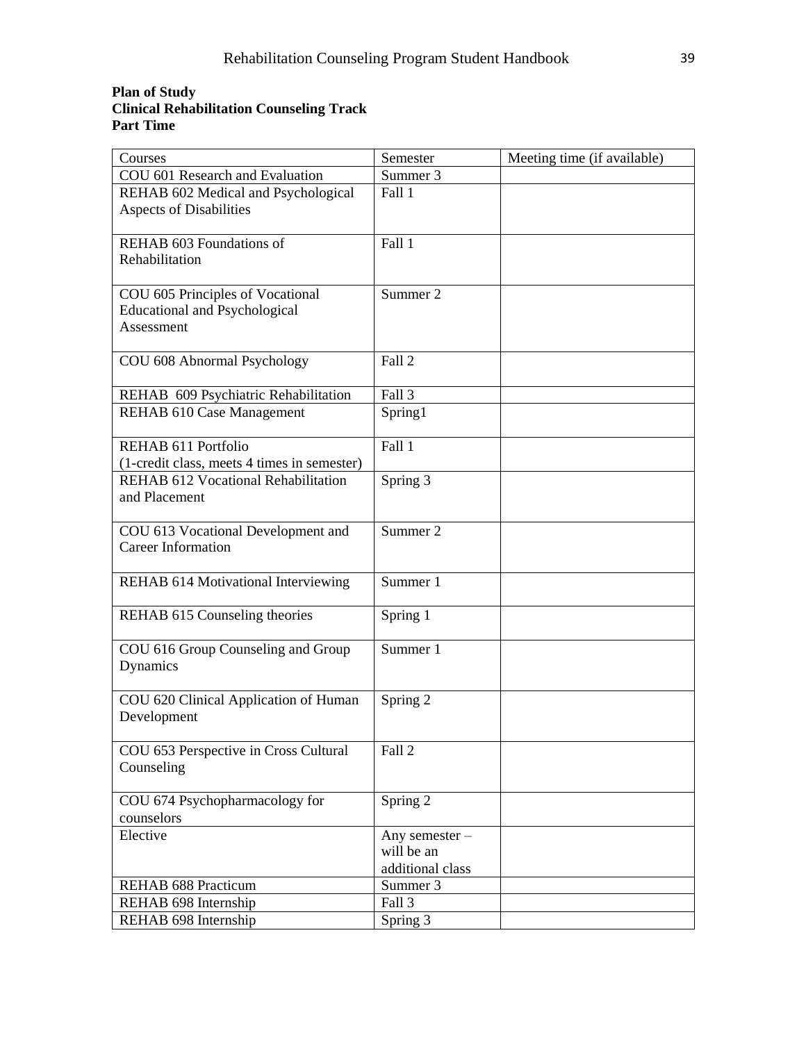**Plan of Study**
**Clinical Rehabilitation Counseling Track**
**Part Time**

| Courses | Semester | Meeting time (if available) |
|---|---|---|
| COU 601 Research and Evaluation | Summer 3 | |
| REHAB 602 Medical and Psychological Aspects of Disabilities | Fall 1 | |
| REHAB 603 Foundations of Rehabilitation | Fall 1 | |
| COU 605 Principles of Vocational Educational and Psychological Assessment | Summer 2 | |
| COU 608 Abnormal Psychology | Fall 2 | |
| REHAB 609 Psychiatric Rehabilitation | Fall 3 | |
| REHAB 610 Case Management | Spring1 | |
| REHAB 611 Portfolio (1-credit class, meets 4 times in semester) | Fall 1 | |
| REHAB 612 Vocational Rehabilitation and Placement | Spring 3 | |
| COU 613 Vocational Development and Career Information | Summer 2 | |
| REHAB 614 Motivational Interviewing | Summer 1 | |
| REHAB 615 Counseling theories | Spring 1 | |
| COU 616 Group Counseling and Group Dynamics | Summer 1 | |
| COU 620 Clinical Application of Human Development | Spring 2 | |
| COU 653 Perspective in Cross Cultural Counseling | Fall 2 | |
| COU 674 Psychopharmacology for counselors | Spring 2 | |
| Elective | Any semester – will be an additional class | |
| REHAB 688 Practicum | Summer 3 | |
| REHAB 698 Internship | Fall 3 | |
| REHAB 698 Internship | Spring 3 | |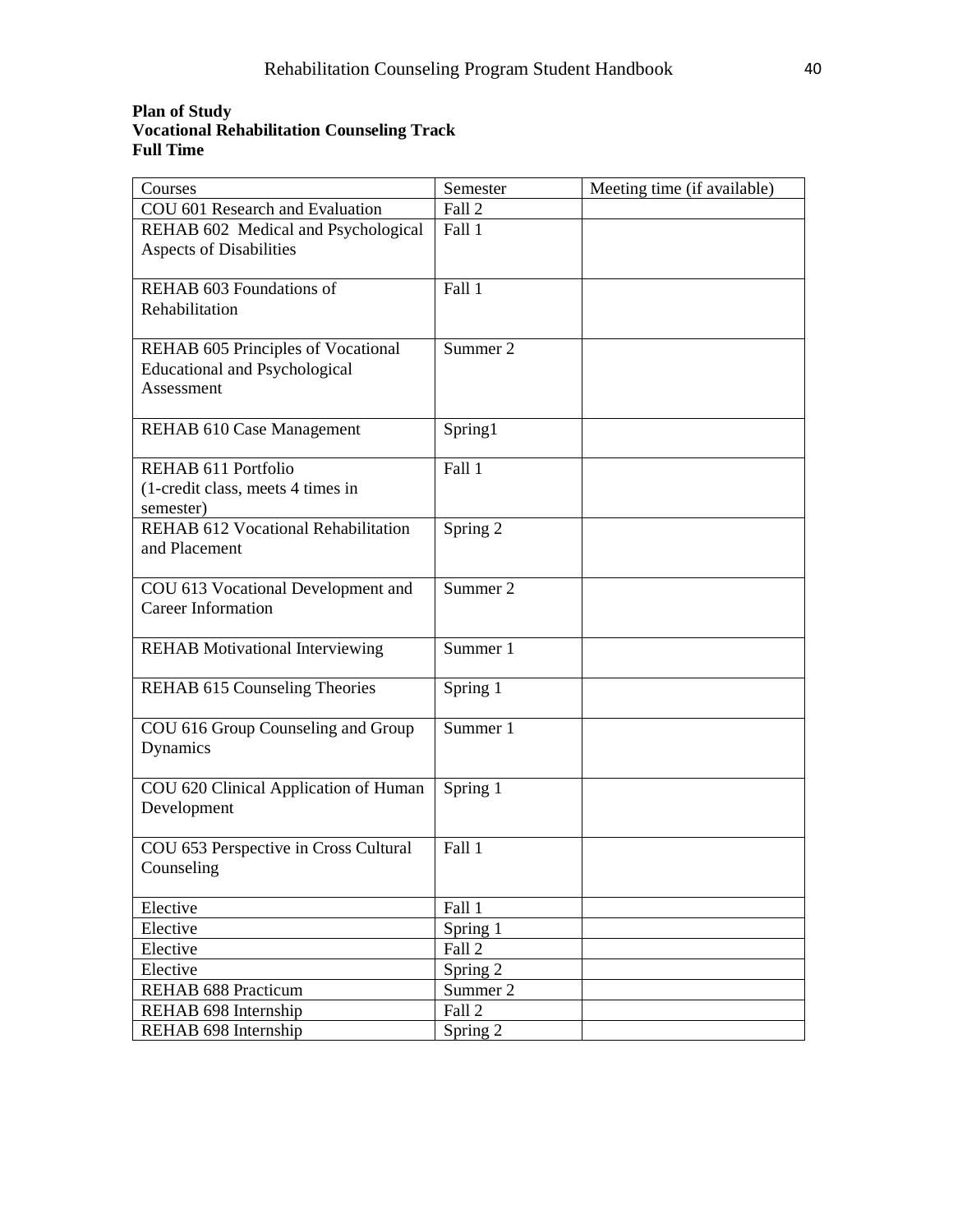**Plan of Study**
**Vocational Rehabilitation Counseling Track**
**Full Time**

| Courses | Semester | Meeting time (if available) |
| --- | --- | --- |
| COU 601 Research and Evaluation | Fall 2 | |
| REHAB 602 Medical and Psychological Aspects of Disabilities | Fall 1 | |
| REHAB 603 Foundations of Rehabilitation | Fall 1 | |
| REHAB 605 Principles of Vocational Educational and Psychological Assessment | Summer 2 | |
| REHAB 610 Case Management | Spring1 | |
| REHAB 611 Portfolio (1-credit class, meets 4 times in semester) | Fall 1 | |
| REHAB 612 Vocational Rehabilitation and Placement | Spring 2 | |
| COU 613 Vocational Development and Career Information | Summer 2 | |
| REHAB Motivational Interviewing | Summer 1 | |
| REHAB 615 Counseling Theories | Spring 1 | |
| COU 616 Group Counseling and Group Dynamics | Summer 1 | |
| COU 620 Clinical Application of Human Development | Spring 1 | |
| COU 653 Perspective in Cross Cultural Counseling | Fall 1 | |
| Elective | Fall 1 | |
| Elective | Spring 1 | |
| Elective | Fall 2 | |
| Elective | Spring 2 | |
| REHAB 688 Practicum | Summer 2 | |
| REHAB 698 Internship | Fall 2 | |
| REHAB 698 Internship | Spring 2 | |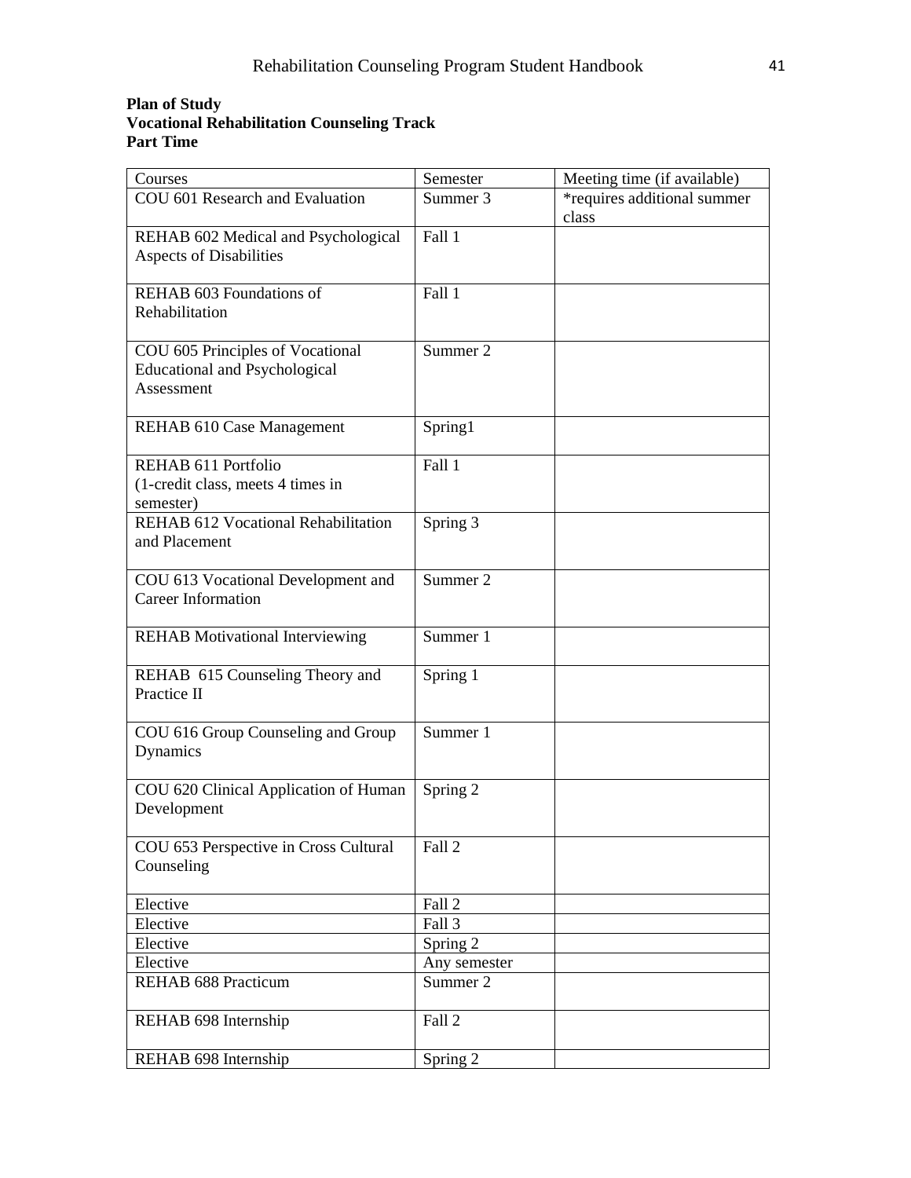**Plan of Study**
**Vocational Rehabilitation Counseling Track**
**Part Time**

| Courses | Semester | Meeting time (if available) |
|---|---|---|
| COU 601 Research and Evaluation | Summer 3 | *requires additional summer class |
| REHAB 602 Medical and Psychological Aspects of Disabilities | Fall 1 | |
| REHAB 603 Foundations of Rehabilitation | Fall 1 | |
| COU 605 Principles of Vocational Educational and Psychological Assessment | Summer 2 | |
| REHAB 610 Case Management | Spring1 | |
| REHAB 611 Portfolio (1-credit class, meets 4 times in semester) | Fall 1 | |
| REHAB 612 Vocational Rehabilitation and Placement | Spring 3 | |
| COU 613 Vocational Development and Career Information | Summer 2 | |
| REHAB Motivational Interviewing | Summer 1 | |
| REHAB 615 Counseling Theory and Practice II | Spring 1 | |
| COU 616 Group Counseling and Group Dynamics | Summer 1 | |
| COU 620 Clinical Application of Human Development | Spring 2 | |
| COU 653 Perspective in Cross Cultural Counseling | Fall 2 | |
| Elective | Fall 2 | |
| Elective | Fall 3 | |
| Elective | Spring 2 | |
| Elective | Any semester | |
| REHAB 688 Practicum | Summer 2 | |
| REHAB 698 Internship | Fall 2 | |
| REHAB 698 Internship | Spring 2 | |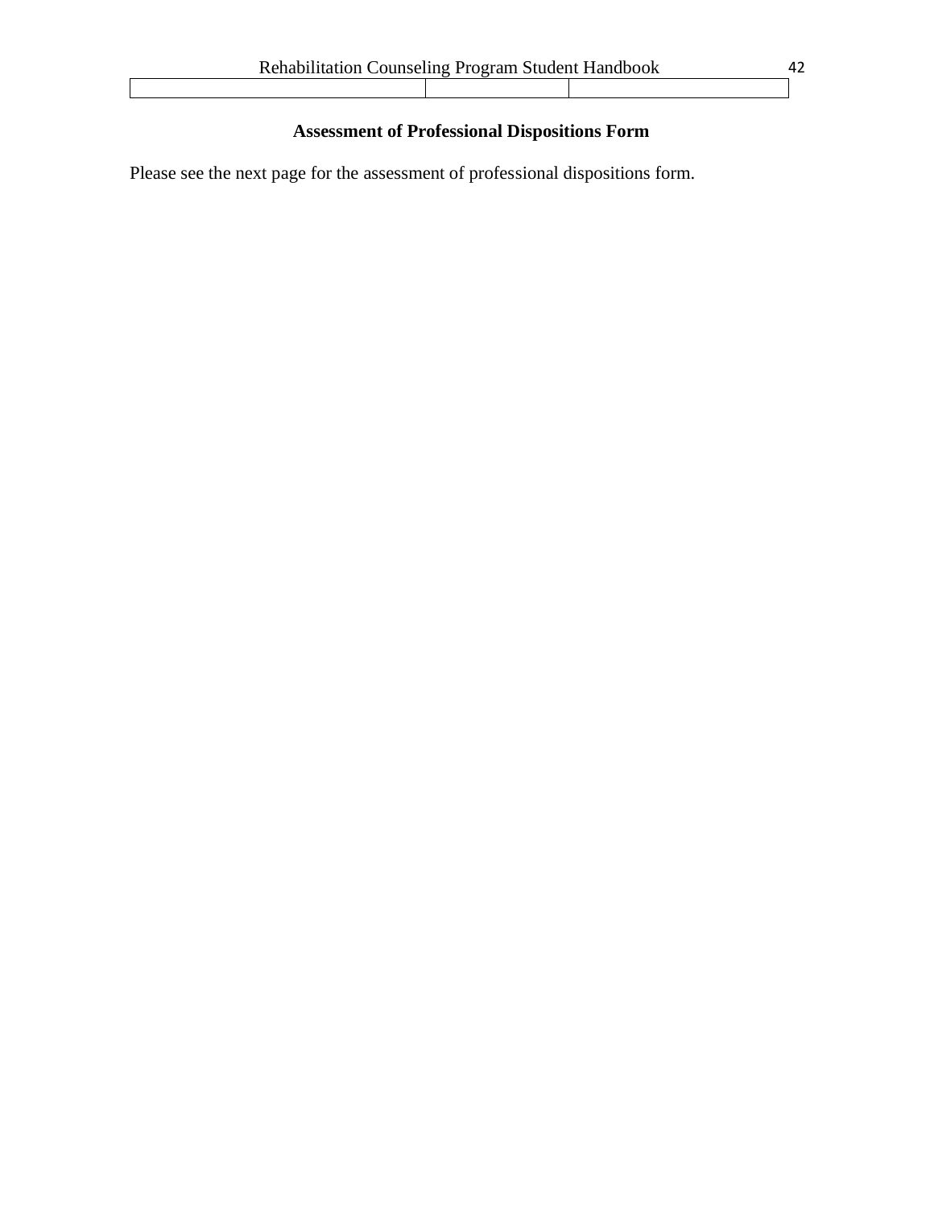## Assessment of Professional Dispositions Form

Please see the next page for the assessment of professional dispositions form.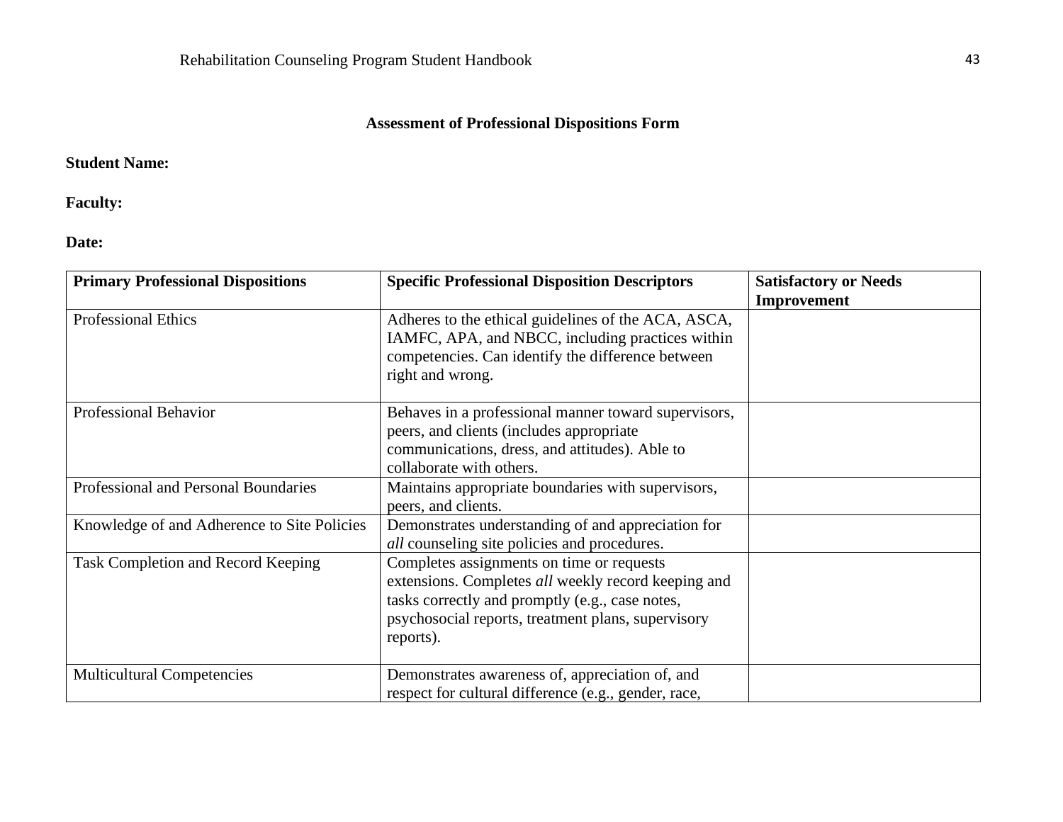**Assessment of Professional Dispositions Form**

**Student Name:**

**Faculty:**

**Date:**

| **Primary Professional Dispositions** | **Specific Professional Disposition Descriptors** | **Satisfactory or Needs Improvement** |
|---|---|---|
| Professional Ethics | Adheres to the ethical guidelines of the ACA, ASCA, IAMFC, APA, and NBCC, including practices within competencies. Can identify the difference between right and wrong. | |
| Professional Behavior | Behaves in a professional manner toward supervisors, peers, and clients (includes appropriate communications, dress, and attitudes). Able to collaborate with others. | |
| Professional and Personal Boundaries | Maintains appropriate boundaries with supervisors, peers, and clients. | |
| Knowledge of and Adherence to Site Policies | Demonstrates understanding of and appreciation for *all* counseling site policies and procedures. | |
| Task Completion and Record Keeping | Completes assignments on time or requests extensions. Completes *all* weekly record keeping and tasks correctly and promptly (e.g., case notes, psychosocial reports, treatment plans, supervisory reports). | |
| Multicultural Competencies | Demonstrates awareness of, appreciation of, and respect for cultural difference (e.g., gender, race, | |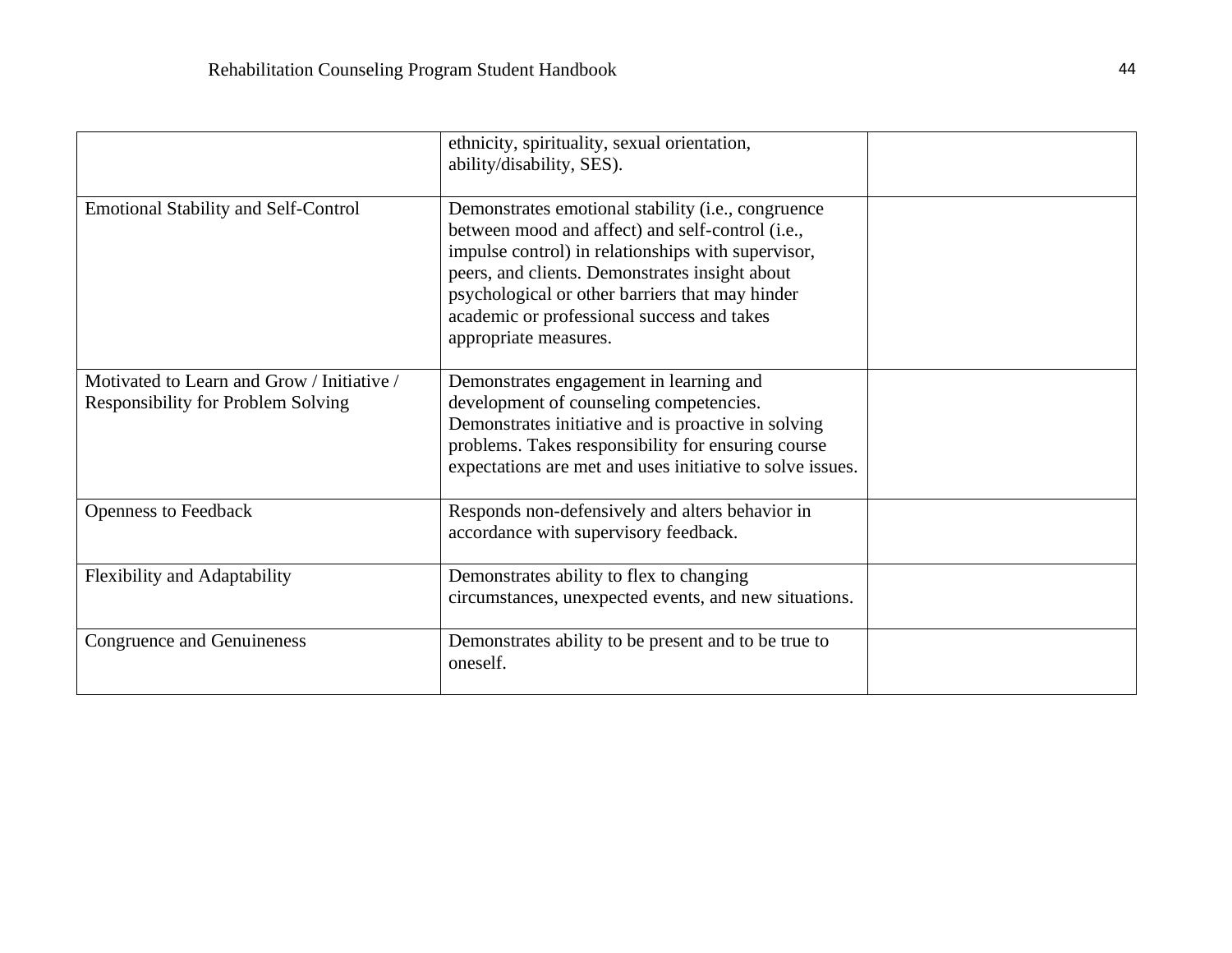| | | |
|---|---|---|
| | ethnicity, spirituality, sexual orientation, ability/disability, SES). | |
| Emotional Stability and Self-Control | Demonstrates emotional stability (i.e., congruence between mood and affect) and self-control (i.e., impulse control) in relationships with supervisor, peers, and clients. Demonstrates insight about psychological or other barriers that may hinder academic or professional success and takes appropriate measures. | |
| Motivated to Learn and Grow / Initiative / Responsibility for Problem Solving | Demonstrates engagement in learning and development of counseling competencies. Demonstrates initiative and is proactive in solving problems. Takes responsibility for ensuring course expectations are met and uses initiative to solve issues. | |
| Openness to Feedback | Responds non-defensively and alters behavior in accordance with supervisory feedback. | |
| Flexibility and Adaptability | Demonstrates ability to flex to changing circumstances, unexpected events, and new situations. | |
| Congruence and Genuineness | Demonstrates ability to be present and to be true to oneself. | |